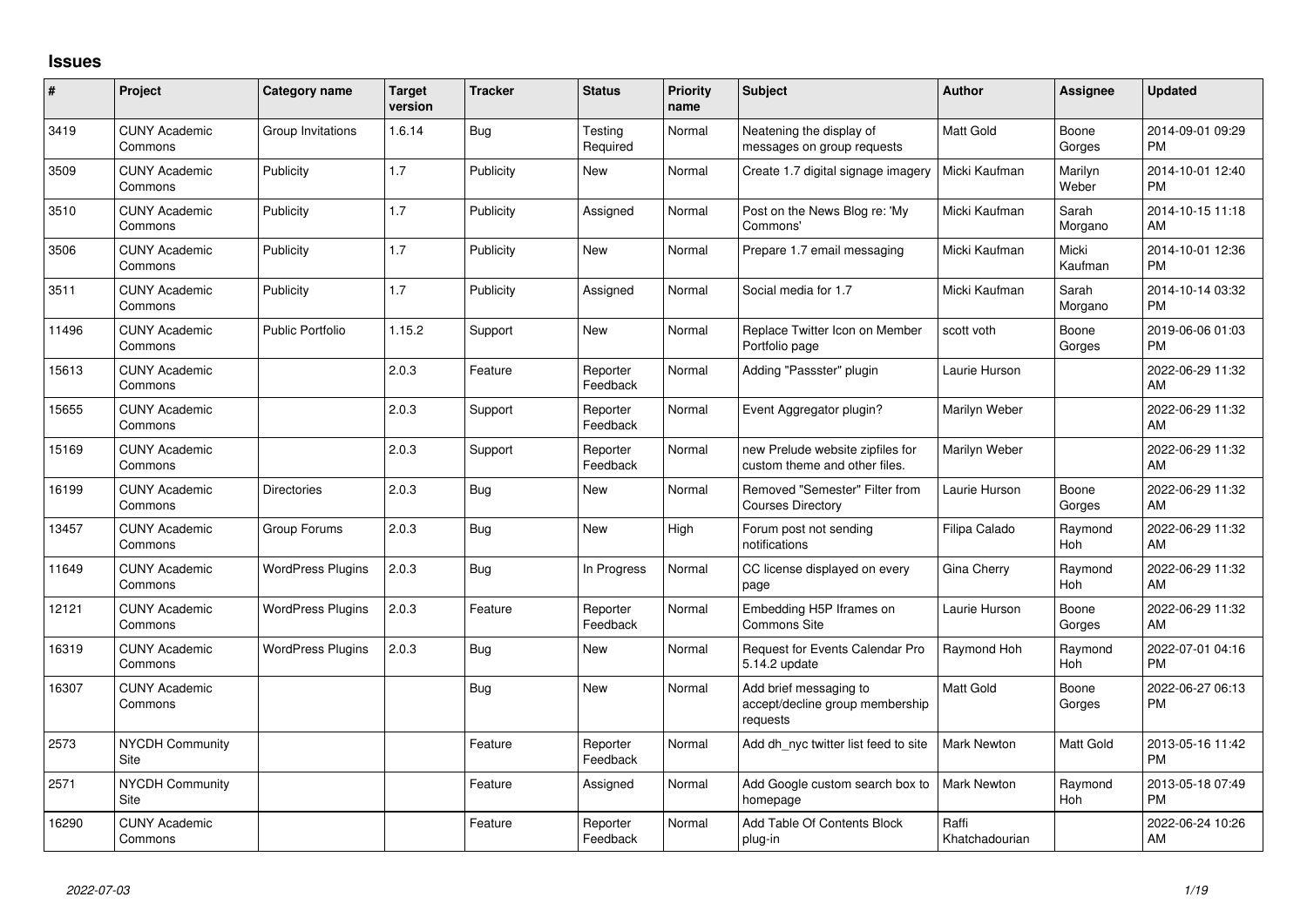# Issues

| # | Project | Category name | Target version | Tracker | Status | Priority name | Subject | Author | Assignee | Updated |
|---|---|---|---|---|---|---|---|---|---|---|
| 3419 | CUNY Academic Commons | Group Invitations | 1.6.14 | Bug | Testing Required | Normal | Neatening the display of messages on group requests | Matt Gold | Boone Gorges | 2014-09-01 09:29 PM |
| 3509 | CUNY Academic Commons | Publicity | 1.7 | Publicity | New | Normal | Create 1.7 digital signage imagery | Micki Kaufman | Marilyn Weber | 2014-10-01 12:40 PM |
| 3510 | CUNY Academic Commons | Publicity | 1.7 | Publicity | Assigned | Normal | Post on the News Blog re: 'My Commons' | Micki Kaufman | Sarah Morgano | 2014-10-15 11:18 AM |
| 3506 | CUNY Academic Commons | Publicity | 1.7 | Publicity | New | Normal | Prepare 1.7 email messaging | Micki Kaufman | Micki Kaufman | 2014-10-01 12:36 PM |
| 3511 | CUNY Academic Commons | Publicity | 1.7 | Publicity | Assigned | Normal | Social media for 1.7 | Micki Kaufman | Sarah Morgano | 2014-10-14 03:32 PM |
| 11496 | CUNY Academic Commons | Public Portfolio | 1.15.2 | Support | New | Normal | Replace Twitter Icon on Member Portfolio page | scott voth | Boone Gorges | 2019-06-06 01:03 PM |
| 15613 | CUNY Academic Commons | | 2.0.3 | Feature | Reporter Feedback | Normal | Adding "Passster" plugin | Laurie Hurson | | 2022-06-29 11:32 AM |
| 15655 | CUNY Academic Commons | | 2.0.3 | Support | Reporter Feedback | Normal | Event Aggregator plugin? | Marilyn Weber | | 2022-06-29 11:32 AM |
| 15169 | CUNY Academic Commons | | 2.0.3 | Support | Reporter Feedback | Normal | new Prelude website zipfiles for custom theme and other files. | Marilyn Weber | | 2022-06-29 11:32 AM |
| 16199 | CUNY Academic Commons | Directories | 2.0.3 | Bug | New | Normal | Removed "Semester" Filter from Courses Directory | Laurie Hurson | Boone Gorges | 2022-06-29 11:32 AM |
| 13457 | CUNY Academic Commons | Group Forums | 2.0.3 | Bug | New | High | Forum post not sending notifications | Filipa Calado | Raymond Hoh | 2022-06-29 11:32 AM |
| 11649 | CUNY Academic Commons | WordPress Plugins | 2.0.3 | Bug | In Progress | Normal | CC license displayed on every page | Gina Cherry | Raymond Hoh | 2022-06-29 11:32 AM |
| 12121 | CUNY Academic Commons | WordPress Plugins | 2.0.3 | Feature | Reporter Feedback | Normal | Embedding H5P Iframes on Commons Site | Laurie Hurson | Boone Gorges | 2022-06-29 11:32 AM |
| 16319 | CUNY Academic Commons | WordPress Plugins | 2.0.3 | Bug | New | Normal | Request for Events Calendar Pro 5.14.2 update | Raymond Hoh | Raymond Hoh | 2022-07-01 04:16 PM |
| 16307 | CUNY Academic Commons | | | Bug | New | Normal | Add brief messaging to accept/decline group membership requests | Matt Gold | Boone Gorges | 2022-06-27 06:13 PM |
| 2573 | NYCDH Community Site | | | Feature | Reporter Feedback | Normal | Add dh_nyc twitter list feed to site | Mark Newton | Matt Gold | 2013-05-16 11:42 PM |
| 2571 | NYCDH Community Site | | | Feature | Assigned | Normal | Add Google custom search box to homepage | Mark Newton | Raymond Hoh | 2013-05-18 07:49 PM |
| 16290 | CUNY Academic Commons | | | Feature | Reporter Feedback | Normal | Add Table Of Contents Block plug-in | Raffi Khatchadourian | | 2022-06-24 10:26 AM |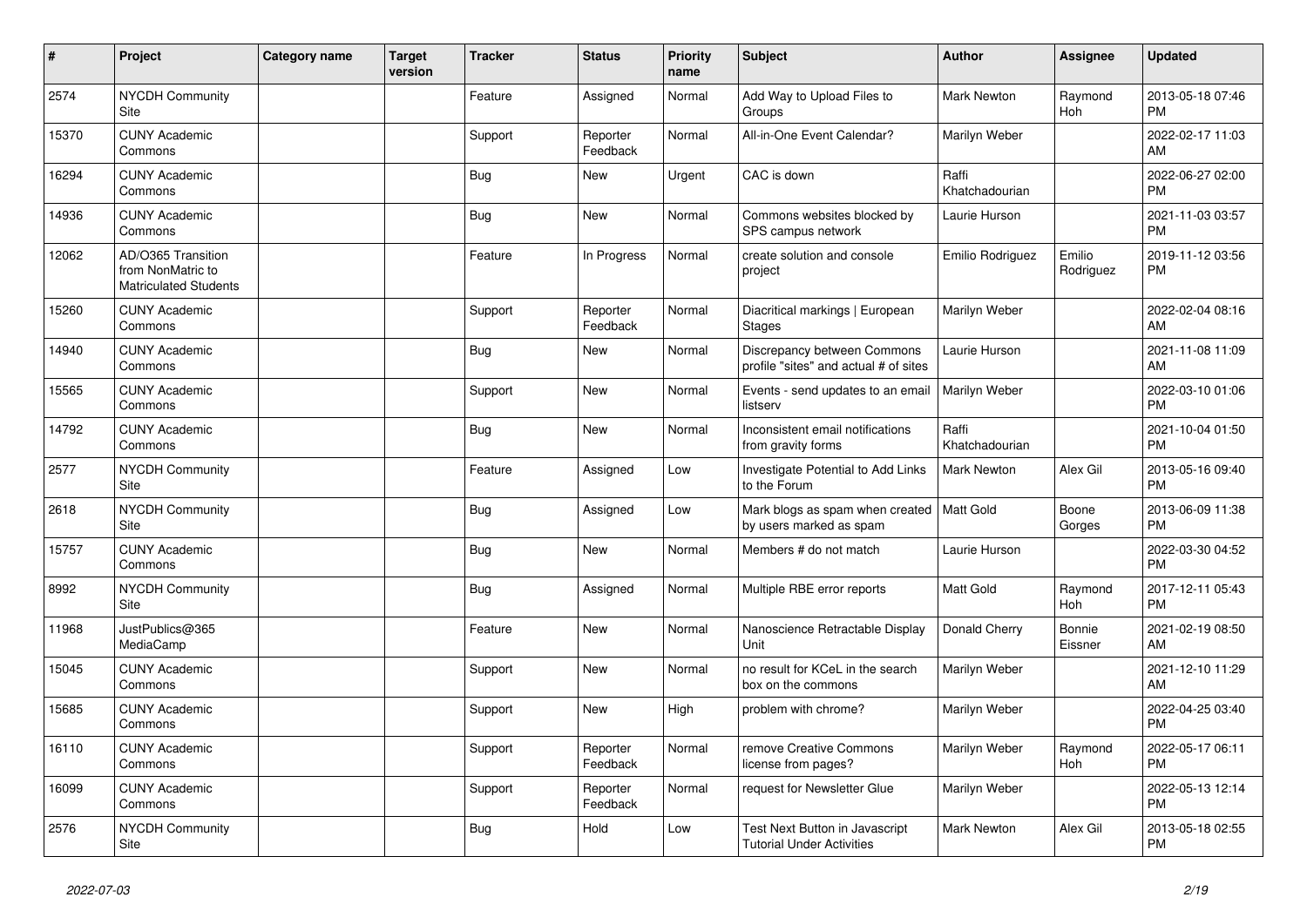| # | Project | Category name | Target version | Tracker | Status | Priority name | Subject | Author | Assignee | Updated |
|---|---|---|---|---|---|---|---|---|---|---|
| 2574 | NYCDH Community Site | | | Feature | Assigned | Normal | Add Way to Upload Files to Groups | Mark Newton | Raymond Hoh | 2013-05-18 07:46 PM |
| 15370 | CUNY Academic Commons | | | Support | Reporter Feedback | Normal | All-in-One Event Calendar? | Marilyn Weber | | 2022-02-17 11:03 AM |
| 16294 | CUNY Academic Commons | | | Bug | New | Urgent | CAC is down | Raffi Khatchadourian | | 2022-06-27 02:00 PM |
| 14936 | CUNY Academic Commons | | | Bug | New | Normal | Commons websites blocked by SPS campus network | Laurie Hurson | | 2021-11-03 03:57 PM |
| 12062 | AD/O365 Transition from NonMatric to Matriculated Students | | | Feature | In Progress | Normal | create solution and console project | Emilio Rodriguez | Emilio Rodriguez | 2019-11-12 03:56 PM |
| 15260 | CUNY Academic Commons | | | Support | Reporter Feedback | Normal | Diacritical markings \| European Stages | Marilyn Weber | | 2022-02-04 08:16 AM |
| 14940 | CUNY Academic Commons | | | Bug | New | Normal | Discrepancy between Commons profile "sites" and actual # of sites | Laurie Hurson | | 2021-11-08 11:09 AM |
| 15565 | CUNY Academic Commons | | | Support | New | Normal | Events - send updates to an email listserv | Marilyn Weber | | 2022-03-10 01:06 PM |
| 14792 | CUNY Academic Commons | | | Bug | New | Normal | Inconsistent email notifications from gravity forms | Raffi Khatchadourian | | 2021-10-04 01:50 PM |
| 2577 | NYCDH Community Site | | | Feature | Assigned | Low | Investigate Potential to Add Links to the Forum | Mark Newton | Alex Gil | 2013-05-16 09:40 PM |
| 2618 | NYCDH Community Site | | | Bug | Assigned | Low | Mark blogs as spam when created by users marked as spam | Matt Gold | Boone Gorges | 2013-06-09 11:38 PM |
| 15757 | CUNY Academic Commons | | | Bug | New | Normal | Members # do not match | Laurie Hurson | | 2022-03-30 04:52 PM |
| 8992 | NYCDH Community Site | | | Bug | Assigned | Normal | Multiple RBE error reports | Matt Gold | Raymond Hoh | 2017-12-11 05:43 PM |
| 11968 | JustPublics@365 MediaCamp | | | Feature | New | Normal | Nanoscience Retractable Display Unit | Donald Cherry | Bonnie Eissner | 2021-02-19 08:50 AM |
| 15045 | CUNY Academic Commons | | | Support | New | Normal | no result for KCeL in the search box on the commons | Marilyn Weber | | 2021-12-10 11:29 AM |
| 15685 | CUNY Academic Commons | | | Support | New | High | problem with chrome? | Marilyn Weber | | 2022-04-25 03:40 PM |
| 16110 | CUNY Academic Commons | | | Support | Reporter Feedback | Normal | remove Creative Commons license from pages? | Marilyn Weber | Raymond Hoh | 2022-05-17 06:11 PM |
| 16099 | CUNY Academic Commons | | | Support | Reporter Feedback | Normal | request for Newsletter Glue | Marilyn Weber | | 2022-05-13 12:14 PM |
| 2576 | NYCDH Community Site | | | Bug | Hold | Low | Test Next Button in Javascript Tutorial Under Activities | Mark Newton | Alex Gil | 2013-05-18 02:55 PM |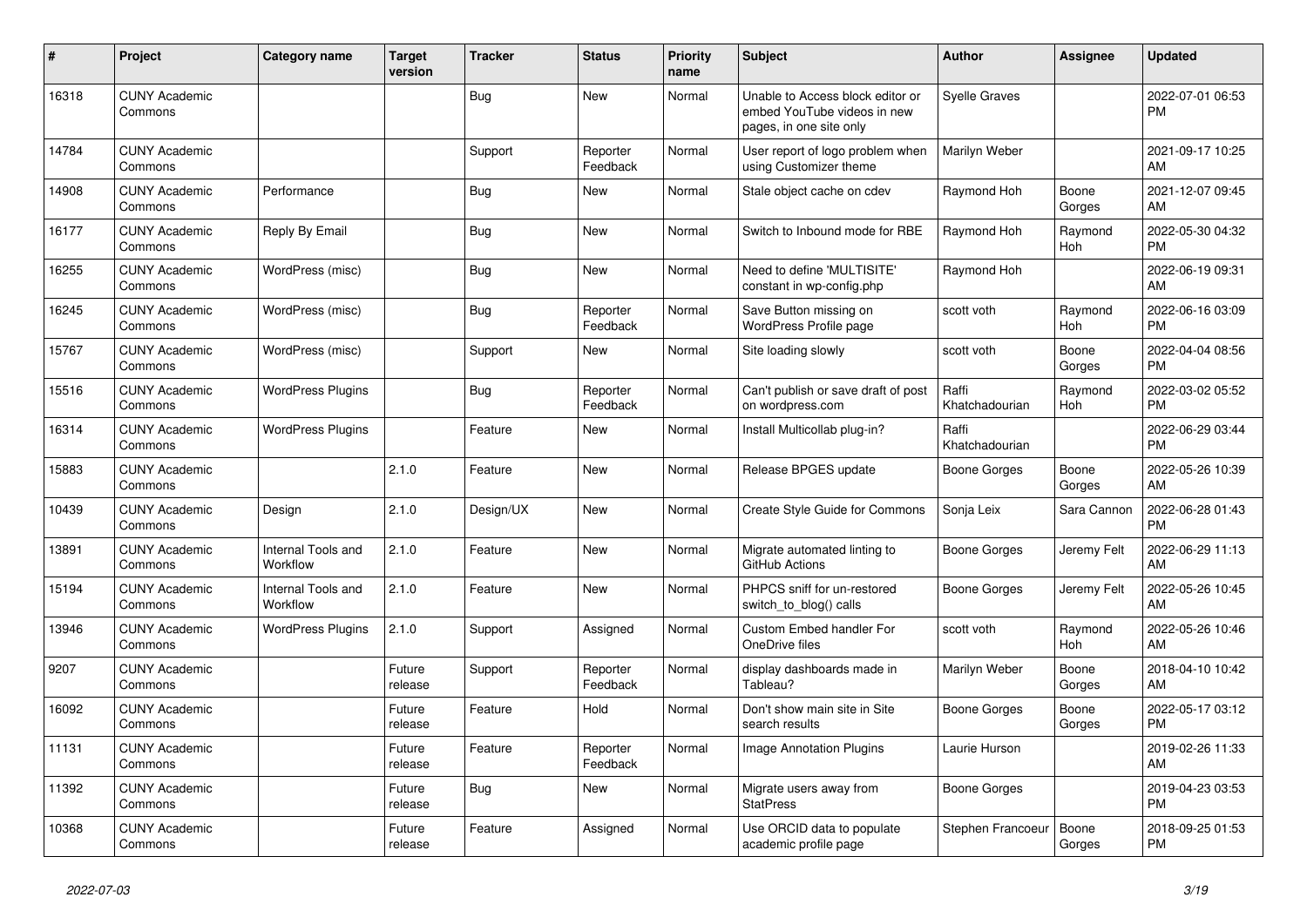| # | Project | Category name | Target version | Tracker | Status | Priority name | Subject | Author | Assignee | Updated |
|---|---|---|---|---|---|---|---|---|---|---|
| 16318 | CUNY Academic Commons | | | Bug | New | Normal | Unable to Access block editor or embed YouTube videos in new pages, in one site only | Syelle Graves | | 2022-07-01 06:53 PM |
| 14784 | CUNY Academic Commons | | | Support | Reporter Feedback | Normal | User report of logo problem when using Customizer theme | Marilyn Weber | | 2021-09-17 10:25 AM |
| 14908 | CUNY Academic Commons | Performance | | Bug | New | Normal | Stale object cache on cdev | Raymond Hoh | Boone Gorges | 2021-12-07 09:45 AM |
| 16177 | CUNY Academic Commons | Reply By Email | | Bug | New | Normal | Switch to Inbound mode for RBE | Raymond Hoh | Raymond Hoh | 2022-05-30 04:32 PM |
| 16255 | CUNY Academic Commons | WordPress (misc) | | Bug | New | Normal | Need to define 'MULTISITE' constant in wp-config.php | Raymond Hoh | | 2022-06-19 09:31 AM |
| 16245 | CUNY Academic Commons | WordPress (misc) | | Bug | Reporter Feedback | Normal | Save Button missing on WordPress Profile page | scott voth | Raymond Hoh | 2022-06-16 03:09 PM |
| 15767 | CUNY Academic Commons | WordPress (misc) | | Support | New | Normal | Site loading slowly | scott voth | Boone Gorges | 2022-04-04 08:56 PM |
| 15516 | CUNY Academic Commons | WordPress Plugins | | Bug | Reporter Feedback | Normal | Can't publish or save draft of post on wordpress.com | Raffi Khatchadourian | Raymond Hoh | 2022-03-02 05:52 PM |
| 16314 | CUNY Academic Commons | WordPress Plugins | | Feature | New | Normal | Install Multicollab plug-in? | Raffi Khatchadourian | | 2022-06-29 03:44 PM |
| 15883 | CUNY Academic Commons | | 2.1.0 | Feature | New | Normal | Release BPGES update | Boone Gorges | Boone Gorges | 2022-05-26 10:39 AM |
| 10439 | CUNY Academic Commons | Design | 2.1.0 | Design/UX | New | Normal | Create Style Guide for Commons | Sonja Leix | Sara Cannon | 2022-06-28 01:43 PM |
| 13891 | CUNY Academic Commons | Internal Tools and Workflow | 2.1.0 | Feature | New | Normal | Migrate automated linting to GitHub Actions | Boone Gorges | Jeremy Felt | 2022-06-29 11:13 AM |
| 15194 | CUNY Academic Commons | Internal Tools and Workflow | 2.1.0 | Feature | New | Normal | PHPCS sniff for un-restored switch_to_blog() calls | Boone Gorges | Jeremy Felt | 2022-05-26 10:45 AM |
| 13946 | CUNY Academic Commons | WordPress Plugins | 2.1.0 | Support | Assigned | Normal | Custom Embed handler For OneDrive files | scott voth | Raymond Hoh | 2022-05-26 10:46 AM |
| 9207 | CUNY Academic Commons | | Future release | Support | Reporter Feedback | Normal | display dashboards made in Tableau? | Marilyn Weber | Boone Gorges | 2018-04-10 10:42 AM |
| 16092 | CUNY Academic Commons | | Future release | Feature | Hold | Normal | Don't show main site in Site search results | Boone Gorges | Boone Gorges | 2022-05-17 03:12 PM |
| 11131 | CUNY Academic Commons | | Future release | Feature | Reporter Feedback | Normal | Image Annotation Plugins | Laurie Hurson | | 2019-02-26 11:33 AM |
| 11392 | CUNY Academic Commons | | Future release | Bug | New | Normal | Migrate users away from StatPress | Boone Gorges | | 2019-04-23 03:53 PM |
| 10368 | CUNY Academic Commons | | Future release | Feature | Assigned | Normal | Use ORCID data to populate academic profile page | Stephen Francoeur | Boone Gorges | 2018-09-25 01:53 PM |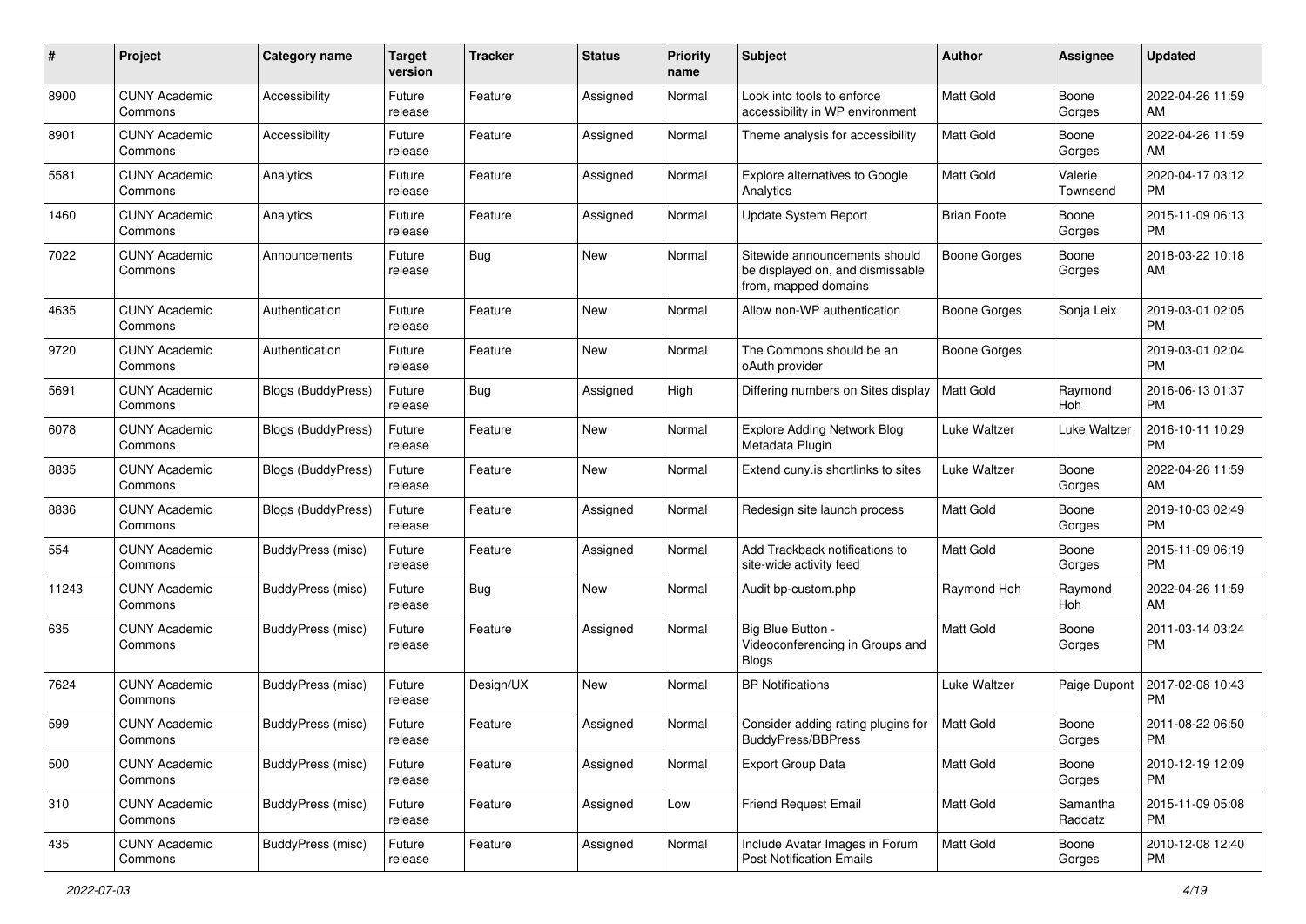| # | Project | Category name | Target version | Tracker | Status | Priority name | Subject | Author | Assignee | Updated |
|---|---|---|---|---|---|---|---|---|---|---|
| 8900 | CUNY Academic Commons | Accessibility | Future release | Feature | Assigned | Normal | Look into tools to enforce accessibility in WP environment | Matt Gold | Boone Gorges | 2022-04-26 11:59 AM |
| 8901 | CUNY Academic Commons | Accessibility | Future release | Feature | Assigned | Normal | Theme analysis for accessibility | Matt Gold | Boone Gorges | 2022-04-26 11:59 AM |
| 5581 | CUNY Academic Commons | Analytics | Future release | Feature | Assigned | Normal | Explore alternatives to Google Analytics | Matt Gold | Valerie Townsend | 2020-04-17 03:12 PM |
| 1460 | CUNY Academic Commons | Analytics | Future release | Feature | Assigned | Normal | Update System Report | Brian Foote | Boone Gorges | 2015-11-09 06:13 PM |
| 7022 | CUNY Academic Commons | Announcements | Future release | Bug | New | Normal | Sitewide announcements should be displayed on, and dismissable from, mapped domains | Boone Gorges | Boone Gorges | 2018-03-22 10:18 AM |
| 4635 | CUNY Academic Commons | Authentication | Future release | Feature | New | Normal | Allow non-WP authentication | Boone Gorges | Sonja Leix | 2019-03-01 02:05 PM |
| 9720 | CUNY Academic Commons | Authentication | Future release | Feature | New | Normal | The Commons should be an oAuth provider | Boone Gorges | | 2019-03-01 02:04 PM |
| 5691 | CUNY Academic Commons | Blogs (BuddyPress) | Future release | Bug | Assigned | High | Differing numbers on Sites display | Matt Gold | Raymond Hoh | 2016-06-13 01:37 PM |
| 6078 | CUNY Academic Commons | Blogs (BuddyPress) | Future release | Feature | New | Normal | Explore Adding Network Blog Metadata Plugin | Luke Waltzer | Luke Waltzer | 2016-10-11 10:29 PM |
| 8835 | CUNY Academic Commons | Blogs (BuddyPress) | Future release | Feature | New | Normal | Extend cuny.is shortlinks to sites | Luke Waltzer | Boone Gorges | 2022-04-26 11:59 AM |
| 8836 | CUNY Academic Commons | Blogs (BuddyPress) | Future release | Feature | Assigned | Normal | Redesign site launch process | Matt Gold | Boone Gorges | 2019-10-03 02:49 PM |
| 554 | CUNY Academic Commons | BuddyPress (misc) | Future release | Feature | Assigned | Normal | Add Trackback notifications to site-wide activity feed | Matt Gold | Boone Gorges | 2015-11-09 06:19 PM |
| 11243 | CUNY Academic Commons | BuddyPress (misc) | Future release | Bug | New | Normal | Audit bp-custom.php | Raymond Hoh | Raymond Hoh | 2022-04-26 11:59 AM |
| 635 | CUNY Academic Commons | BuddyPress (misc) | Future release | Feature | Assigned | Normal | Big Blue Button - Videoconferencing in Groups and Blogs | Matt Gold | Boone Gorges | 2011-03-14 03:24 PM |
| 7624 | CUNY Academic Commons | BuddyPress (misc) | Future release | Design/UX | New | Normal | BP Notifications | Luke Waltzer | Paige Dupont | 2017-02-08 10:43 PM |
| 599 | CUNY Academic Commons | BuddyPress (misc) | Future release | Feature | Assigned | Normal | Consider adding rating plugins for BuddyPress/BBPress | Matt Gold | Boone Gorges | 2011-08-22 06:50 PM |
| 500 | CUNY Academic Commons | BuddyPress (misc) | Future release | Feature | Assigned | Normal | Export Group Data | Matt Gold | Boone Gorges | 2010-12-19 12:09 PM |
| 310 | CUNY Academic Commons | BuddyPress (misc) | Future release | Feature | Assigned | Low | Friend Request Email | Matt Gold | Samantha Raddatz | 2015-11-09 05:08 PM |
| 435 | CUNY Academic Commons | BuddyPress (misc) | Future release | Feature | Assigned | Normal | Include Avatar Images in Forum Post Notification Emails | Matt Gold | Boone Gorges | 2010-12-08 12:40 PM |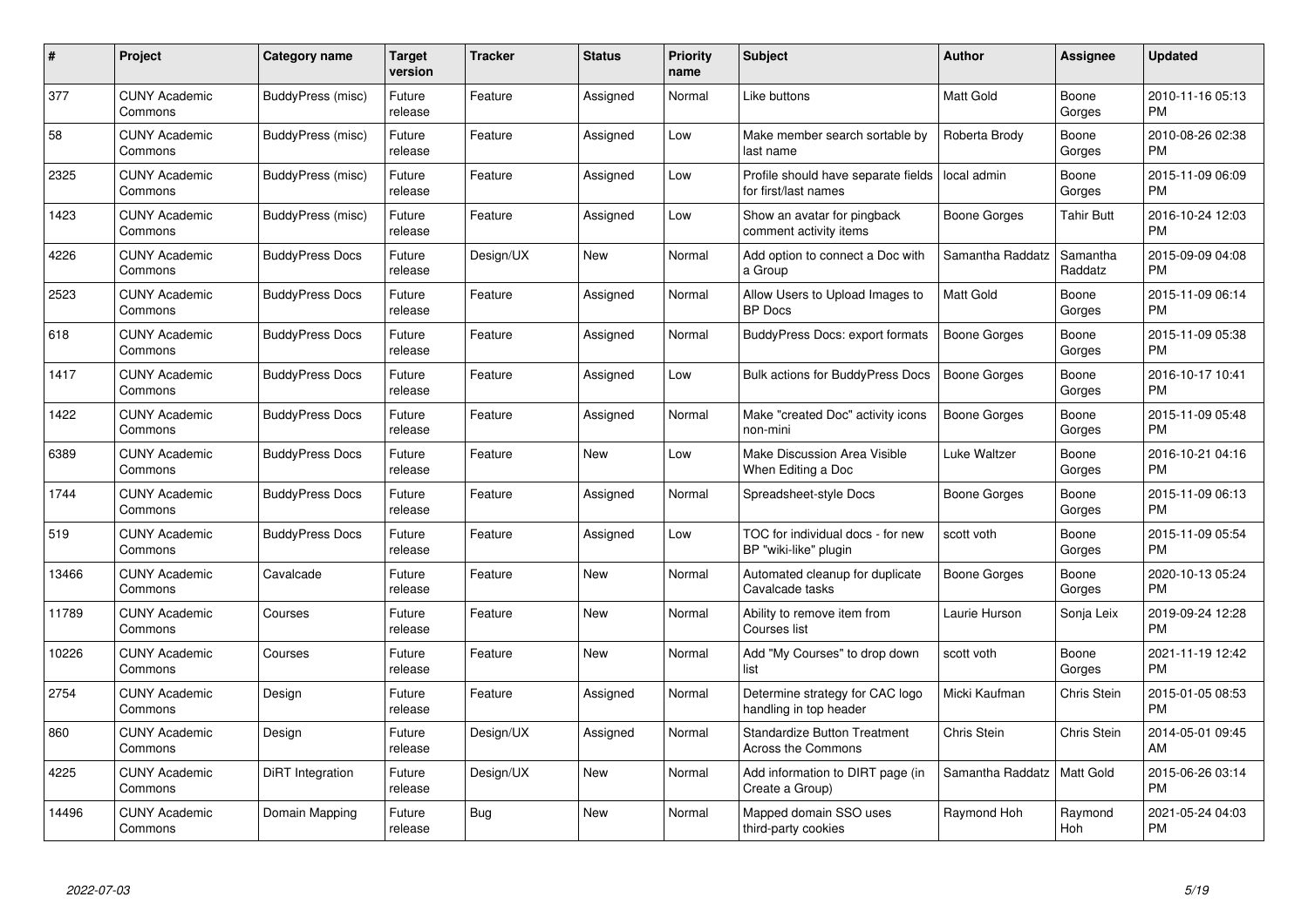| # | Project | Category name | Target version | Tracker | Status | Priority name | Subject | Author | Assignee | Updated |
|---|---|---|---|---|---|---|---|---|---|---|
| 377 | CUNY Academic Commons | BuddyPress (misc) | Future release | Feature | Assigned | Normal | Like buttons | Matt Gold | Boone Gorges | 2010-11-16 05:13 PM |
| 58 | CUNY Academic Commons | BuddyPress (misc) | Future release | Feature | Assigned | Low | Make member search sortable by last name | Roberta Brody | Boone Gorges | 2010-08-26 02:38 PM |
| 2325 | CUNY Academic Commons | BuddyPress (misc) | Future release | Feature | Assigned | Low | Profile should have separate fields for first/last names | local admin | Boone Gorges | 2015-11-09 06:09 PM |
| 1423 | CUNY Academic Commons | BuddyPress (misc) | Future release | Feature | Assigned | Low | Show an avatar for pingback comment activity items | Boone Gorges | Tahir Butt | 2016-10-24 12:03 PM |
| 4226 | CUNY Academic Commons | BuddyPress Docs | Future release | Design/UX | New | Normal | Add option to connect a Doc with a Group | Samantha Raddatz | Samantha Raddatz | 2015-09-09 04:08 PM |
| 2523 | CUNY Academic Commons | BuddyPress Docs | Future release | Feature | Assigned | Normal | Allow Users to Upload Images to BP Docs | Matt Gold | Boone Gorges | 2015-11-09 06:14 PM |
| 618 | CUNY Academic Commons | BuddyPress Docs | Future release | Feature | Assigned | Normal | BuddyPress Docs: export formats | Boone Gorges | Boone Gorges | 2015-11-09 05:38 PM |
| 1417 | CUNY Academic Commons | BuddyPress Docs | Future release | Feature | Assigned | Low | Bulk actions for BuddyPress Docs | Boone Gorges | Boone Gorges | 2016-10-17 10:41 PM |
| 1422 | CUNY Academic Commons | BuddyPress Docs | Future release | Feature | Assigned | Normal | Make "created Doc" activity icons non-mini | Boone Gorges | Boone Gorges | 2015-11-09 05:48 PM |
| 6389 | CUNY Academic Commons | BuddyPress Docs | Future release | Feature | New | Low | Make Discussion Area Visible When Editing a Doc | Luke Waltzer | Boone Gorges | 2016-10-21 04:16 PM |
| 1744 | CUNY Academic Commons | BuddyPress Docs | Future release | Feature | Assigned | Normal | Spreadsheet-style Docs | Boone Gorges | Boone Gorges | 2015-11-09 06:13 PM |
| 519 | CUNY Academic Commons | BuddyPress Docs | Future release | Feature | Assigned | Low | TOC for individual docs - for new BP "wiki-like" plugin | scott voth | Boone Gorges | 2015-11-09 05:54 PM |
| 13466 | CUNY Academic Commons | Cavalcade | Future release | Feature | New | Normal | Automated cleanup for duplicate Cavalcade tasks | Boone Gorges | Boone Gorges | 2020-10-13 05:24 PM |
| 11789 | CUNY Academic Commons | Courses | Future release | Feature | New | Normal | Ability to remove item from Courses list | Laurie Hurson | Sonja Leix | 2019-09-24 12:28 PM |
| 10226 | CUNY Academic Commons | Courses | Future release | Feature | New | Normal | Add "My Courses" to drop down list | scott voth | Boone Gorges | 2021-11-19 12:42 PM |
| 2754 | CUNY Academic Commons | Design | Future release | Feature | Assigned | Normal | Determine strategy for CAC logo handling in top header | Micki Kaufman | Chris Stein | 2015-01-05 08:53 PM |
| 860 | CUNY Academic Commons | Design | Future release | Design/UX | Assigned | Normal | Standardize Button Treatment Across the Commons | Chris Stein | Chris Stein | 2014-05-01 09:45 AM |
| 4225 | CUNY Academic Commons | DiRT Integration | Future release | Design/UX | New | Normal | Add information to DIRT page (in Create a Group) | Samantha Raddatz | Matt Gold | 2015-06-26 03:14 PM |
| 14496 | CUNY Academic Commons | Domain Mapping | Future release | Bug | New | Normal | Mapped domain SSO uses third-party cookies | Raymond Hoh | Raymond Hoh | 2021-05-24 04:03 PM |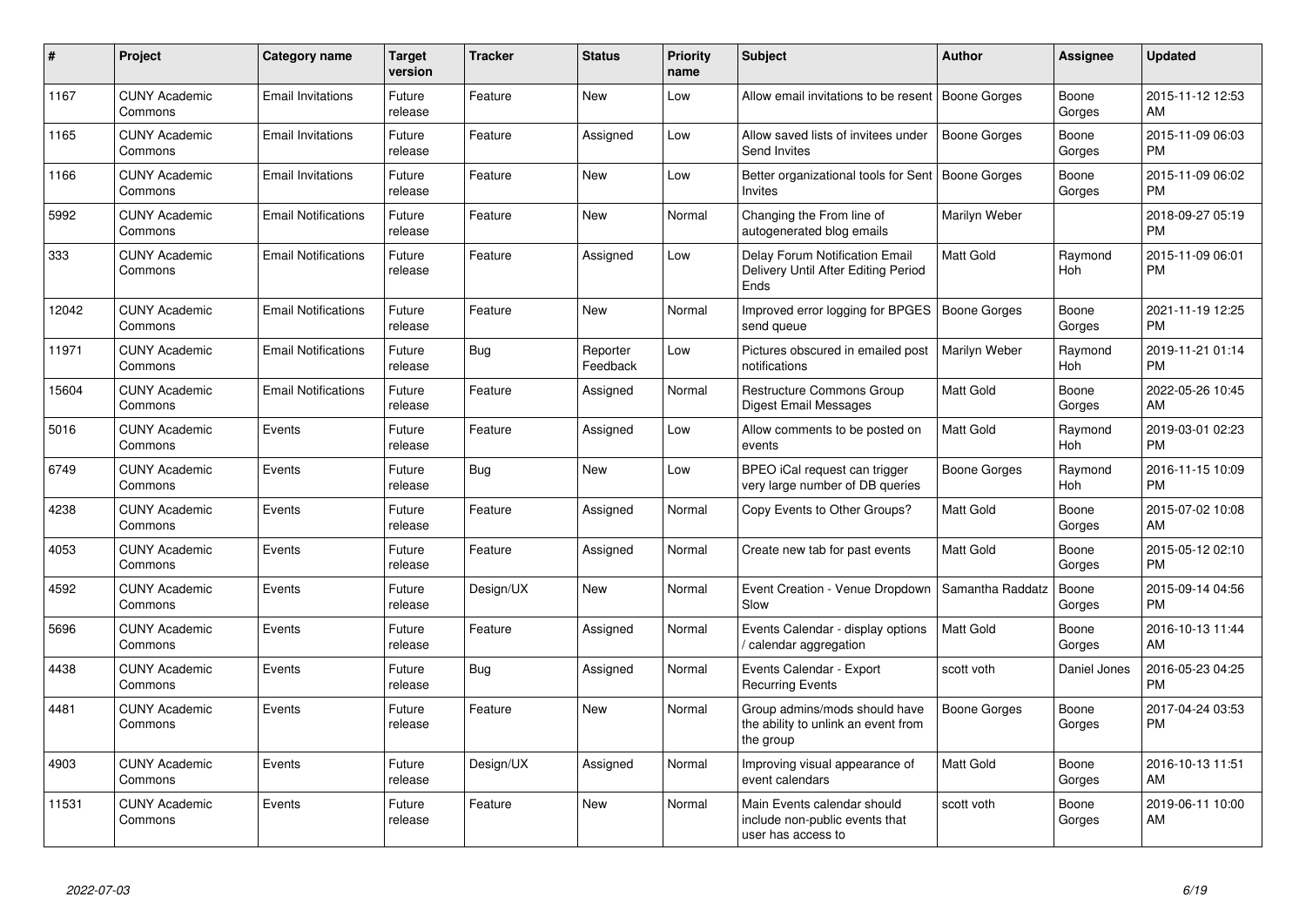| # | Project | Category name | Target version | Tracker | Status | Priority name | Subject | Author | Assignee | Updated |
|---|---|---|---|---|---|---|---|---|---|---|
| 1167 | CUNY Academic Commons | Email Invitations | Future release | Feature | New | Low | Allow email invitations to be resent | Boone Gorges | Boone Gorges | 2015-11-12 12:53 AM |
| 1165 | CUNY Academic Commons | Email Invitations | Future release | Feature | Assigned | Low | Allow saved lists of invitees under Send Invites | Boone Gorges | Boone Gorges | 2015-11-09 06:03 PM |
| 1166 | CUNY Academic Commons | Email Invitations | Future release | Feature | New | Low | Better organizational tools for Sent Invites | Boone Gorges | Boone Gorges | 2015-11-09 06:02 PM |
| 5992 | CUNY Academic Commons | Email Notifications | Future release | Feature | New | Normal | Changing the From line of autogenerated blog emails | Marilyn Weber | | 2018-09-27 05:19 PM |
| 333 | CUNY Academic Commons | Email Notifications | Future release | Feature | Assigned | Low | Delay Forum Notification Email Delivery Until After Editing Period Ends | Matt Gold | Raymond Hoh | 2015-11-09 06:01 PM |
| 12042 | CUNY Academic Commons | Email Notifications | Future release | Feature | New | Normal | Improved error logging for BPGES send queue | Boone Gorges | Boone Gorges | 2021-11-19 12:25 PM |
| 11971 | CUNY Academic Commons | Email Notifications | Future release | Bug | Reporter Feedback | Low | Pictures obscured in emailed post notifications | Marilyn Weber | Raymond Hoh | 2019-11-21 01:14 PM |
| 15604 | CUNY Academic Commons | Email Notifications | Future release | Feature | Assigned | Normal | Restructure Commons Group Digest Email Messages | Matt Gold | Boone Gorges | 2022-05-26 10:45 AM |
| 5016 | CUNY Academic Commons | Events | Future release | Feature | Assigned | Low | Allow comments to be posted on events | Matt Gold | Raymond Hoh | 2019-03-01 02:23 PM |
| 6749 | CUNY Academic Commons | Events | Future release | Bug | New | Low | BPEO iCal request can trigger very large number of DB queries | Boone Gorges | Raymond Hoh | 2016-11-15 10:09 PM |
| 4238 | CUNY Academic Commons | Events | Future release | Feature | Assigned | Normal | Copy Events to Other Groups? | Matt Gold | Boone Gorges | 2015-07-02 10:08 AM |
| 4053 | CUNY Academic Commons | Events | Future release | Feature | Assigned | Normal | Create new tab for past events | Matt Gold | Boone Gorges | 2015-05-12 02:10 PM |
| 4592 | CUNY Academic Commons | Events | Future release | Design/UX | New | Normal | Event Creation - Venue Dropdown Slow | Samantha Raddatz | Boone Gorges | 2015-09-14 04:56 PM |
| 5696 | CUNY Academic Commons | Events | Future release | Feature | Assigned | Normal | Events Calendar - display options / calendar aggregation | Matt Gold | Boone Gorges | 2016-10-13 11:44 AM |
| 4438 | CUNY Academic Commons | Events | Future release | Bug | Assigned | Normal | Events Calendar - Export Recurring Events | scott voth | Daniel Jones | 2016-05-23 04:25 PM |
| 4481 | CUNY Academic Commons | Events | Future release | Feature | New | Normal | Group admins/mods should have the ability to unlink an event from the group | Boone Gorges | Boone Gorges | 2017-04-24 03:53 PM |
| 4903 | CUNY Academic Commons | Events | Future release | Design/UX | Assigned | Normal | Improving visual appearance of event calendars | Matt Gold | Boone Gorges | 2016-10-13 11:51 AM |
| 11531 | CUNY Academic Commons | Events | Future release | Feature | New | Normal | Main Events calendar should include non-public events that user has access to | scott voth | Boone Gorges | 2019-06-11 10:00 AM |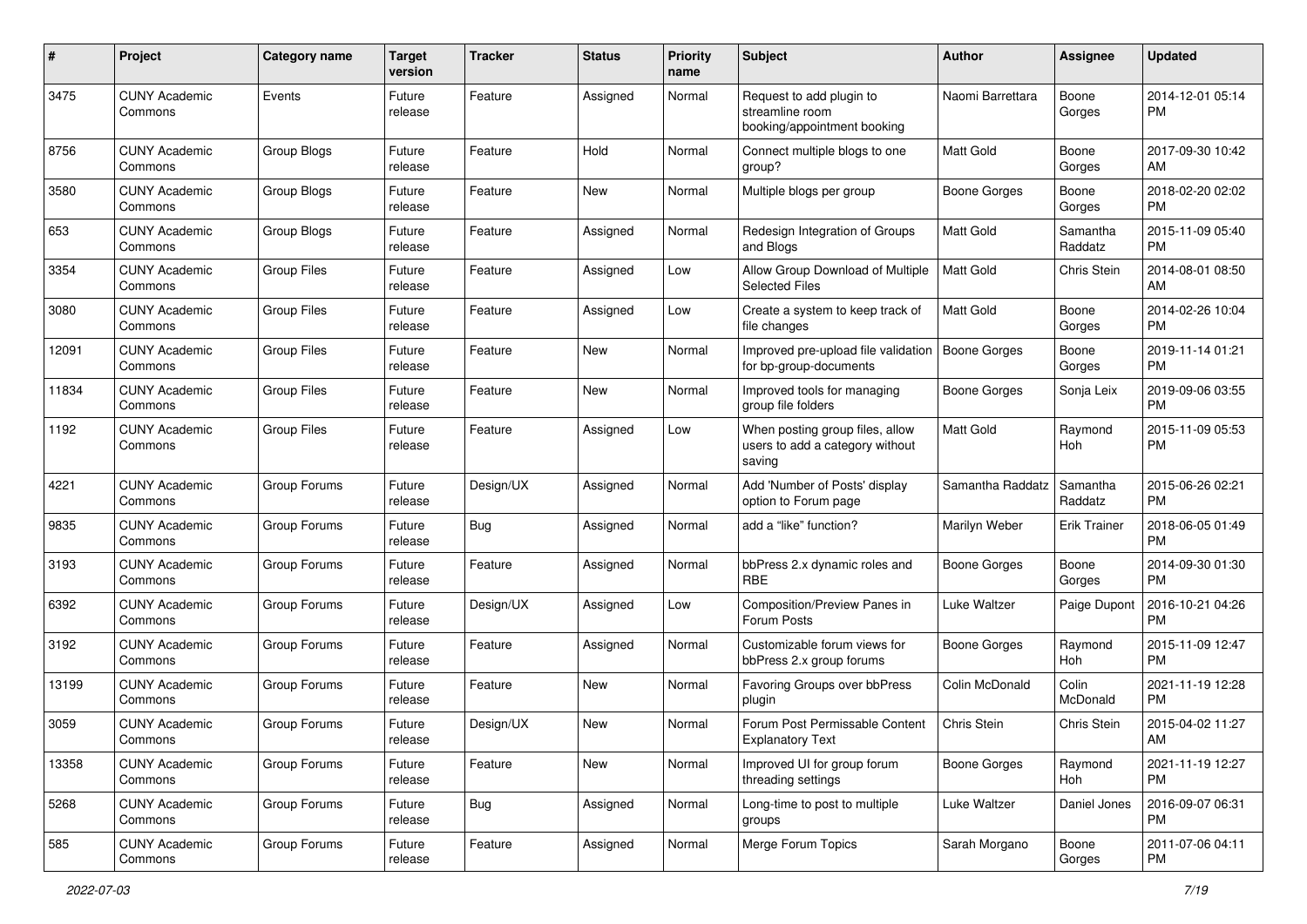| # | Project | Category name | Target version | Tracker | Status | Priority name | Subject | Author | Assignee | Updated |
|---|---|---|---|---|---|---|---|---|---|---|
| 3475 | CUNY Academic Commons | Events | Future release | Feature | Assigned | Normal | Request to add plugin to streamline room booking/appointment booking | Naomi Barrettara | Boone Gorges | 2014-12-01 05:14 PM |
| 8756 | CUNY Academic Commons | Group Blogs | Future release | Feature | Hold | Normal | Connect multiple blogs to one group? | Matt Gold | Boone Gorges | 2017-09-30 10:42 AM |
| 3580 | CUNY Academic Commons | Group Blogs | Future release | Feature | New | Normal | Multiple blogs per group | Boone Gorges | Boone Gorges | 2018-02-20 02:02 PM |
| 653 | CUNY Academic Commons | Group Blogs | Future release | Feature | Assigned | Normal | Redesign Integration of Groups and Blogs | Matt Gold | Samantha Raddatz | 2015-11-09 05:40 PM |
| 3354 | CUNY Academic Commons | Group Files | Future release | Feature | Assigned | Low | Allow Group Download of Multiple Selected Files | Matt Gold | Chris Stein | 2014-08-01 08:50 AM |
| 3080 | CUNY Academic Commons | Group Files | Future release | Feature | Assigned | Low | Create a system to keep track of file changes | Matt Gold | Boone Gorges | 2014-02-26 10:04 PM |
| 12091 | CUNY Academic Commons | Group Files | Future release | Feature | New | Normal | Improved pre-upload file validation for bp-group-documents | Boone Gorges | Boone Gorges | 2019-11-14 01:21 PM |
| 11834 | CUNY Academic Commons | Group Files | Future release | Feature | New | Normal | Improved tools for managing group file folders | Boone Gorges | Sonja Leix | 2019-09-06 03:55 PM |
| 1192 | CUNY Academic Commons | Group Files | Future release | Feature | Assigned | Low | When posting group files, allow users to add a category without saving | Matt Gold | Raymond Hoh | 2015-11-09 05:53 PM |
| 4221 | CUNY Academic Commons | Group Forums | Future release | Design/UX | Assigned | Normal | Add 'Number of Posts' display option to Forum page | Samantha Raddatz | Samantha Raddatz | 2015-06-26 02:21 PM |
| 9835 | CUNY Academic Commons | Group Forums | Future release | Bug | Assigned | Normal | add a “like” function? | Marilyn Weber | Erik Trainer | 2018-06-05 01:49 PM |
| 3193 | CUNY Academic Commons | Group Forums | Future release | Feature | Assigned | Normal | bbPress 2.x dynamic roles and RBE | Boone Gorges | Boone Gorges | 2014-09-30 01:30 PM |
| 6392 | CUNY Academic Commons | Group Forums | Future release | Design/UX | Assigned | Low | Composition/Preview Panes in Forum Posts | Luke Waltzer | Paige Dupont | 2016-10-21 04:26 PM |
| 3192 | CUNY Academic Commons | Group Forums | Future release | Feature | Assigned | Normal | Customizable forum views for bbPress 2.x group forums | Boone Gorges | Raymond Hoh | 2015-11-09 12:47 PM |
| 13199 | CUNY Academic Commons | Group Forums | Future release | Feature | New | Normal | Favoring Groups over bbPress plugin | Colin McDonald | Colin McDonald | 2021-11-19 12:28 PM |
| 3059 | CUNY Academic Commons | Group Forums | Future release | Design/UX | New | Normal | Forum Post Permissable Content Explanatory Text | Chris Stein | Chris Stein | 2015-04-02 11:27 AM |
| 13358 | CUNY Academic Commons | Group Forums | Future release | Feature | New | Normal | Improved UI for group forum threading settings | Boone Gorges | Raymond Hoh | 2021-11-19 12:27 PM |
| 5268 | CUNY Academic Commons | Group Forums | Future release | Bug | Assigned | Normal | Long-time to post to multiple groups | Luke Waltzer | Daniel Jones | 2016-09-07 06:31 PM |
| 585 | CUNY Academic Commons | Group Forums | Future release | Feature | Assigned | Normal | Merge Forum Topics | Sarah Morgano | Boone Gorges | 2011-07-06 04:11 PM |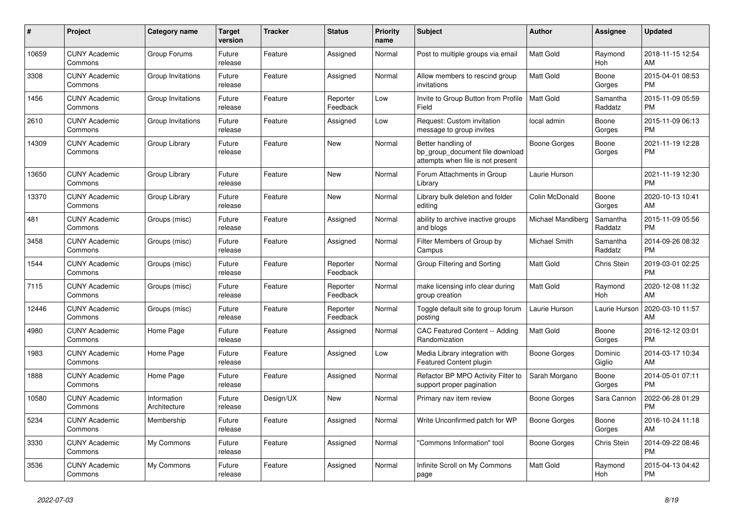| # | Project | Category name | Target version | Tracker | Status | Priority name | Subject | Author | Assignee | Updated |
|---|---|---|---|---|---|---|---|---|---|---|
| 10659 | CUNY Academic Commons | Group Forums | Future release | Feature | Assigned | Normal | Post to multiple groups via email | Matt Gold | Raymond Hoh | 2018-11-15 12:54 AM |
| 3308 | CUNY Academic Commons | Group Invitations | Future release | Feature | Assigned | Normal | Allow members to rescind group invitations | Matt Gold | Boone Gorges | 2015-04-01 08:53 PM |
| 1456 | CUNY Academic Commons | Group Invitations | Future release | Feature | Reporter Feedback | Low | Invite to Group Button from Profile Field | Matt Gold | Samantha Raddatz | 2015-11-09 05:59 PM |
| 2610 | CUNY Academic Commons | Group Invitations | Future release | Feature | Assigned | Low | Request: Custom invitation message to group invites | local admin | Boone Gorges | 2015-11-09 06:13 PM |
| 14309 | CUNY Academic Commons | Group Library | Future release | Feature | New | Normal | Better handling of bp_group_document file download attempts when file is not present | Boone Gorges | Boone Gorges | 2021-11-19 12:28 PM |
| 13650 | CUNY Academic Commons | Group Library | Future release | Feature | New | Normal | Forum Attachments in Group Library | Laurie Hurson | | 2021-11-19 12:30 PM |
| 13370 | CUNY Academic Commons | Group Library | Future release | Feature | New | Normal | Library bulk deletion and folder editing | Colin McDonald | Boone Gorges | 2020-10-13 10:41 AM |
| 481 | CUNY Academic Commons | Groups (misc) | Future release | Feature | Assigned | Normal | ability to archive inactive groups and blogs | Michael Mandiberg | Samantha Raddatz | 2015-11-09 05:56 PM |
| 3458 | CUNY Academic Commons | Groups (misc) | Future release | Feature | Assigned | Normal | Filter Members of Group by Campus | Michael Smith | Samantha Raddatz | 2014-09-26 08:32 PM |
| 1544 | CUNY Academic Commons | Groups (misc) | Future release | Feature | Reporter Feedback | Normal | Group Filtering and Sorting | Matt Gold | Chris Stein | 2019-03-01 02:25 PM |
| 7115 | CUNY Academic Commons | Groups (misc) | Future release | Feature | Reporter Feedback | Normal | make licensing info clear during group creation | Matt Gold | Raymond Hoh | 2020-12-08 11:32 AM |
| 12446 | CUNY Academic Commons | Groups (misc) | Future release | Feature | Reporter Feedback | Normal | Toggle default site to group forum posting | Laurie Hurson | Laurie Hurson | 2020-03-10 11:57 AM |
| 4980 | CUNY Academic Commons | Home Page | Future release | Feature | Assigned | Normal | CAC Featured Content -- Adding Randomization | Matt Gold | Boone Gorges | 2016-12-12 03:01 PM |
| 1983 | CUNY Academic Commons | Home Page | Future release | Feature | Assigned | Low | Media Library integration with Featured Content plugin | Boone Gorges | Dominic Giglio | 2014-03-17 10:34 AM |
| 1888 | CUNY Academic Commons | Home Page | Future release | Feature | Assigned | Normal | Refactor BP MPO Activity Filter to support proper pagination | Sarah Morgano | Boone Gorges | 2014-05-01 07:11 PM |
| 10580 | CUNY Academic Commons | Information Architecture | Future release | Design/UX | New | Normal | Primary nav item review | Boone Gorges | Sara Cannon | 2022-06-28 01:29 PM |
| 5234 | CUNY Academic Commons | Membership | Future release | Feature | Assigned | Normal | Write Unconfirmed patch for WP | Boone Gorges | Boone Gorges | 2016-10-24 11:18 AM |
| 3330 | CUNY Academic Commons | My Commons | Future release | Feature | Assigned | Normal | "Commons Information" tool | Boone Gorges | Chris Stein | 2014-09-22 08:46 PM |
| 3536 | CUNY Academic Commons | My Commons | Future release | Feature | Assigned | Normal | Infinite Scroll on My Commons page | Matt Gold | Raymond Hoh | 2015-04-13 04:42 PM |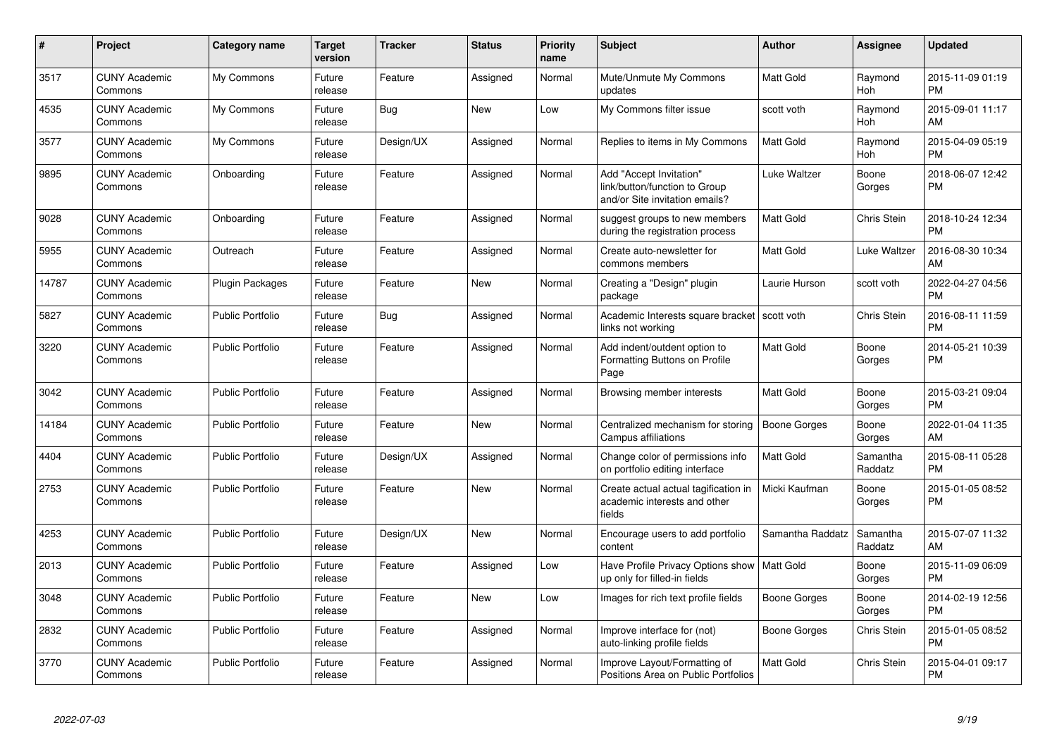| # | Project | Category name | Target version | Tracker | Status | Priority name | Subject | Author | Assignee | Updated |
|---|---|---|---|---|---|---|---|---|---|---|
| 3517 | CUNY Academic Commons | My Commons | Future release | Feature | Assigned | Normal | Mute/Unmute My Commons updates | Matt Gold | Raymond Hoh | 2015-11-09 01:19 PM |
| 4535 | CUNY Academic Commons | My Commons | Future release | Bug | New | Low | My Commons filter issue | scott voth | Raymond Hoh | 2015-09-01 11:17 AM |
| 3577 | CUNY Academic Commons | My Commons | Future release | Design/UX | Assigned | Normal | Replies to items in My Commons | Matt Gold | Raymond Hoh | 2015-04-09 05:19 PM |
| 9895 | CUNY Academic Commons | Onboarding | Future release | Feature | Assigned | Normal | Add "Accept Invitation" link/button/function to Group and/or Site invitation emails? | Luke Waltzer | Boone Gorges | 2018-06-07 12:42 PM |
| 9028 | CUNY Academic Commons | Onboarding | Future release | Feature | Assigned | Normal | suggest groups to new members during the registration process | Matt Gold | Chris Stein | 2018-10-24 12:34 PM |
| 5955 | CUNY Academic Commons | Outreach | Future release | Feature | Assigned | Normal | Create auto-newsletter for commons members | Matt Gold | Luke Waltzer | 2016-08-30 10:34 AM |
| 14787 | CUNY Academic Commons | Plugin Packages | Future release | Feature | New | Normal | Creating a "Design" plugin package | Laurie Hurson | scott voth | 2022-04-27 04:56 PM |
| 5827 | CUNY Academic Commons | Public Portfolio | Future release | Bug | Assigned | Normal | Academic Interests square bracket links not working | scott voth | Chris Stein | 2016-08-11 11:59 PM |
| 3220 | CUNY Academic Commons | Public Portfolio | Future release | Feature | Assigned | Normal | Add indent/outdent option to Formatting Buttons on Profile Page | Matt Gold | Boone Gorges | 2014-05-21 10:39 PM |
| 3042 | CUNY Academic Commons | Public Portfolio | Future release | Feature | Assigned | Normal | Browsing member interests | Matt Gold | Boone Gorges | 2015-03-21 09:04 PM |
| 14184 | CUNY Academic Commons | Public Portfolio | Future release | Feature | New | Normal | Centralized mechanism for storing Campus affiliations | Boone Gorges | Boone Gorges | 2022-01-04 11:35 AM |
| 4404 | CUNY Academic Commons | Public Portfolio | Future release | Design/UX | Assigned | Normal | Change color of permissions info on portfolio editing interface | Matt Gold | Samantha Raddatz | 2015-08-11 05:28 PM |
| 2753 | CUNY Academic Commons | Public Portfolio | Future release | Feature | New | Normal | Create actual actual tagification in academic interests and other fields | Micki Kaufman | Boone Gorges | 2015-01-05 08:52 PM |
| 4253 | CUNY Academic Commons | Public Portfolio | Future release | Design/UX | New | Normal | Encourage users to add portfolio content | Samantha Raddatz | Samantha Raddatz | 2015-07-07 11:32 AM |
| 2013 | CUNY Academic Commons | Public Portfolio | Future release | Feature | Assigned | Low | Have Profile Privacy Options show up only for filled-in fields | Matt Gold | Boone Gorges | 2015-11-09 06:09 PM |
| 3048 | CUNY Academic Commons | Public Portfolio | Future release | Feature | New | Low | Images for rich text profile fields | Boone Gorges | Boone Gorges | 2014-02-19 12:56 PM |
| 2832 | CUNY Academic Commons | Public Portfolio | Future release | Feature | Assigned | Normal | Improve interface for (not) auto-linking profile fields | Boone Gorges | Chris Stein | 2015-01-05 08:52 PM |
| 3770 | CUNY Academic Commons | Public Portfolio | Future release | Feature | Assigned | Normal | Improve Layout/Formatting of Positions Area on Public Portfolios | Matt Gold | Chris Stein | 2015-04-01 09:17 PM |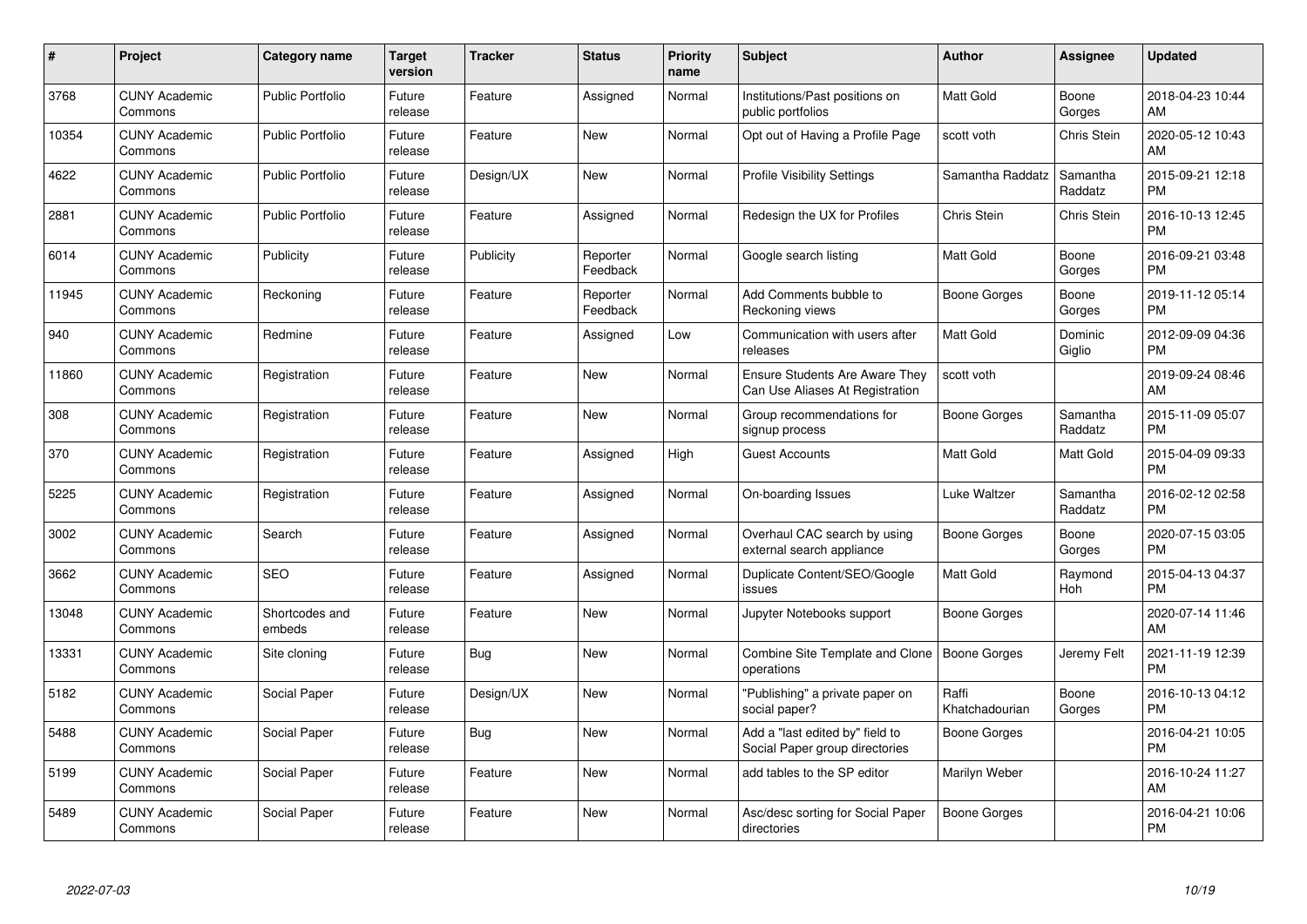| # | Project | Category name | Target version | Tracker | Status | Priority name | Subject | Author | Assignee | Updated |
|---|---|---|---|---|---|---|---|---|---|---|
| 3768 | CUNY Academic Commons | Public Portfolio | Future release | Feature | Assigned | Normal | Institutions/Past positions on public portfolios | Matt Gold | Boone Gorges | 2018-04-23 10:44 AM |
| 10354 | CUNY Academic Commons | Public Portfolio | Future release | Feature | New | Normal | Opt out of Having a Profile Page | scott voth | Chris Stein | 2020-05-12 10:43 AM |
| 4622 | CUNY Academic Commons | Public Portfolio | Future release | Design/UX | New | Normal | Profile Visibility Settings | Samantha Raddatz | Samantha Raddatz | 2015-09-21 12:18 PM |
| 2881 | CUNY Academic Commons | Public Portfolio | Future release | Feature | Assigned | Normal | Redesign the UX for Profiles | Chris Stein | Chris Stein | 2016-10-13 12:45 PM |
| 6014 | CUNY Academic Commons | Publicity | Future release | Publicity | Reporter Feedback | Normal | Google search listing | Matt Gold | Boone Gorges | 2016-09-21 03:48 PM |
| 11945 | CUNY Academic Commons | Reckoning | Future release | Feature | Reporter Feedback | Normal | Add Comments bubble to Reckoning views | Boone Gorges | Boone Gorges | 2019-11-12 05:14 PM |
| 940 | CUNY Academic Commons | Redmine | Future release | Feature | Assigned | Low | Communication with users after releases | Matt Gold | Dominic Giglio | 2012-09-09 04:36 PM |
| 11860 | CUNY Academic Commons | Registration | Future release | Feature | New | Normal | Ensure Students Are Aware They Can Use Aliases At Registration | scott voth | | 2019-09-24 08:46 AM |
| 308 | CUNY Academic Commons | Registration | Future release | Feature | New | Normal | Group recommendations for signup process | Boone Gorges | Samantha Raddatz | 2015-11-09 05:07 PM |
| 370 | CUNY Academic Commons | Registration | Future release | Feature | Assigned | High | Guest Accounts | Matt Gold | Matt Gold | 2015-04-09 09:33 PM |
| 5225 | CUNY Academic Commons | Registration | Future release | Feature | Assigned | Normal | On-boarding Issues | Luke Waltzer | Samantha Raddatz | 2016-02-12 02:58 PM |
| 3002 | CUNY Academic Commons | Search | Future release | Feature | Assigned | Normal | Overhaul CAC search by using external search appliance | Boone Gorges | Boone Gorges | 2020-07-15 03:05 PM |
| 3662 | CUNY Academic Commons | SEO | Future release | Feature | Assigned | Normal | Duplicate Content/SEO/Google issues | Matt Gold | Raymond Hoh | 2015-04-13 04:37 PM |
| 13048 | CUNY Academic Commons | Shortcodes and embeds | Future release | Feature | New | Normal | Jupyter Notebooks support | Boone Gorges | | 2020-07-14 11:46 AM |
| 13331 | CUNY Academic Commons | Site cloning | Future release | Bug | New | Normal | Combine Site Template and Clone operations | Boone Gorges | Jeremy Felt | 2021-11-19 12:39 PM |
| 5182 | CUNY Academic Commons | Social Paper | Future release | Design/UX | New | Normal | "Publishing" a private paper on social paper? | Raffi Khatchadourian | Boone Gorges | 2016-10-13 04:12 PM |
| 5488 | CUNY Academic Commons | Social Paper | Future release | Bug | New | Normal | Add a "last edited by" field to Social Paper group directories | Boone Gorges | | 2016-04-21 10:05 PM |
| 5199 | CUNY Academic Commons | Social Paper | Future release | Feature | New | Normal | add tables to the SP editor | Marilyn Weber | | 2016-10-24 11:27 AM |
| 5489 | CUNY Academic Commons | Social Paper | Future release | Feature | New | Normal | Asc/desc sorting for Social Paper directories | Boone Gorges | | 2016-04-21 10:06 PM |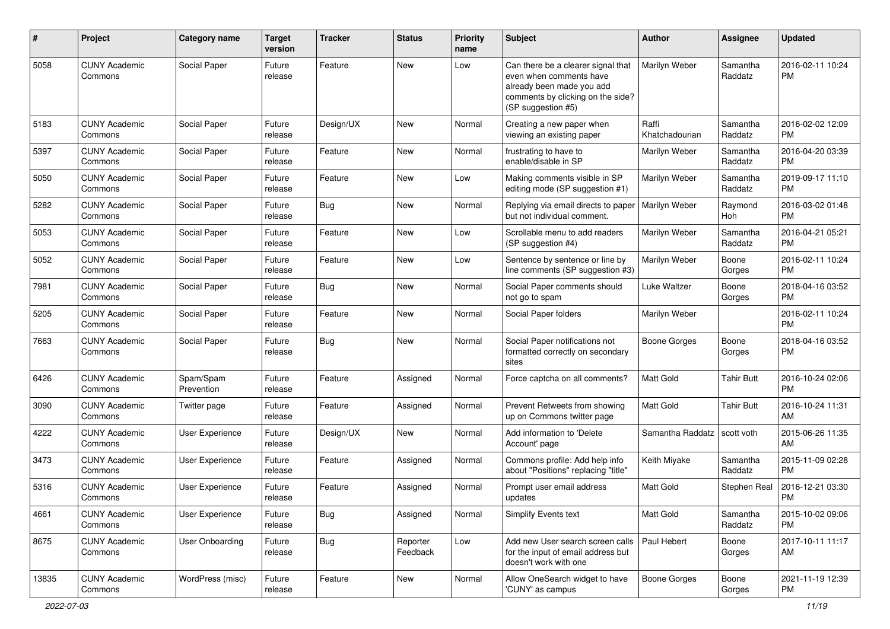| # | Project | Category name | Target version | Tracker | Status | Priority name | Subject | Author | Assignee | Updated |
|---|---|---|---|---|---|---|---|---|---|---|
| 5058 | CUNY Academic Commons | Social Paper | Future release | Feature | New | Low | Can there be a clearer signal that even when comments have already been made you add comments by clicking on the side? (SP suggestion #5) | Marilyn Weber | Samantha Raddatz | 2016-02-11 10:24 PM |
| 5183 | CUNY Academic Commons | Social Paper | Future release | Design/UX | New | Normal | Creating a new paper when viewing an existing paper | Raffi Khatchadourian | Samantha Raddatz | 2016-02-02 12:09 PM |
| 5397 | CUNY Academic Commons | Social Paper | Future release | Feature | New | Normal | frustrating to have to enable/disable in SP | Marilyn Weber | Samantha Raddatz | 2016-04-20 03:39 PM |
| 5050 | CUNY Academic Commons | Social Paper | Future release | Feature | New | Low | Making comments visible in SP editing mode (SP suggestion #1) | Marilyn Weber | Samantha Raddatz | 2019-09-17 11:10 PM |
| 5282 | CUNY Academic Commons | Social Paper | Future release | Bug | New | Normal | Replying via email directs to paper but not individual comment. | Marilyn Weber | Raymond Hoh | 2016-03-02 01:48 PM |
| 5053 | CUNY Academic Commons | Social Paper | Future release | Feature | New | Low | Scrollable menu to add readers (SP suggestion #4) | Marilyn Weber | Samantha Raddatz | 2016-04-21 05:21 PM |
| 5052 | CUNY Academic Commons | Social Paper | Future release | Feature | New | Low | Sentence by sentence or line by line comments (SP suggestion #3) | Marilyn Weber | Boone Gorges | 2016-02-11 10:24 PM |
| 7981 | CUNY Academic Commons | Social Paper | Future release | Bug | New | Normal | Social Paper comments should not go to spam | Luke Waltzer | Boone Gorges | 2018-04-16 03:52 PM |
| 5205 | CUNY Academic Commons | Social Paper | Future release | Feature | New | Normal | Social Paper folders | Marilyn Weber | | 2016-02-11 10:24 PM |
| 7663 | CUNY Academic Commons | Social Paper | Future release | Bug | New | Normal | Social Paper notifications not formatted correctly on secondary sites | Boone Gorges | Boone Gorges | 2018-04-16 03:52 PM |
| 6426 | CUNY Academic Commons | Spam/Spam Prevention | Future release | Feature | Assigned | Normal | Force captcha on all comments? | Matt Gold | Tahir Butt | 2016-10-24 02:06 PM |
| 3090 | CUNY Academic Commons | Twitter page | Future release | Feature | Assigned | Normal | Prevent Retweets from showing up on Commons twitter page | Matt Gold | Tahir Butt | 2016-10-24 11:31 AM |
| 4222 | CUNY Academic Commons | User Experience | Future release | Design/UX | New | Normal | Add information to 'Delete Account' page | Samantha Raddatz | scott voth | 2015-06-26 11:35 AM |
| 3473 | CUNY Academic Commons | User Experience | Future release | Feature | Assigned | Normal | Commons profile: Add help info about "Positions" replacing "title" | Keith Miyake | Samantha Raddatz | 2015-11-09 02:28 PM |
| 5316 | CUNY Academic Commons | User Experience | Future release | Feature | Assigned | Normal | Prompt user email address updates | Matt Gold | Stephen Real | 2016-12-21 03:30 PM |
| 4661 | CUNY Academic Commons | User Experience | Future release | Bug | Assigned | Normal | Simplify Events text | Matt Gold | Samantha Raddatz | 2015-10-02 09:06 PM |
| 8675 | CUNY Academic Commons | User Onboarding | Future release | Bug | Reporter Feedback | Low | Add new User search screen calls for the input of email address but doesn't work with one | Paul Hebert | Boone Gorges | 2017-10-11 11:17 AM |
| 13835 | CUNY Academic Commons | WordPress (misc) | Future release | Feature | New | Normal | Allow OneSearch widget to have 'CUNY' as campus | Boone Gorges | Boone Gorges | 2021-11-19 12:39 PM |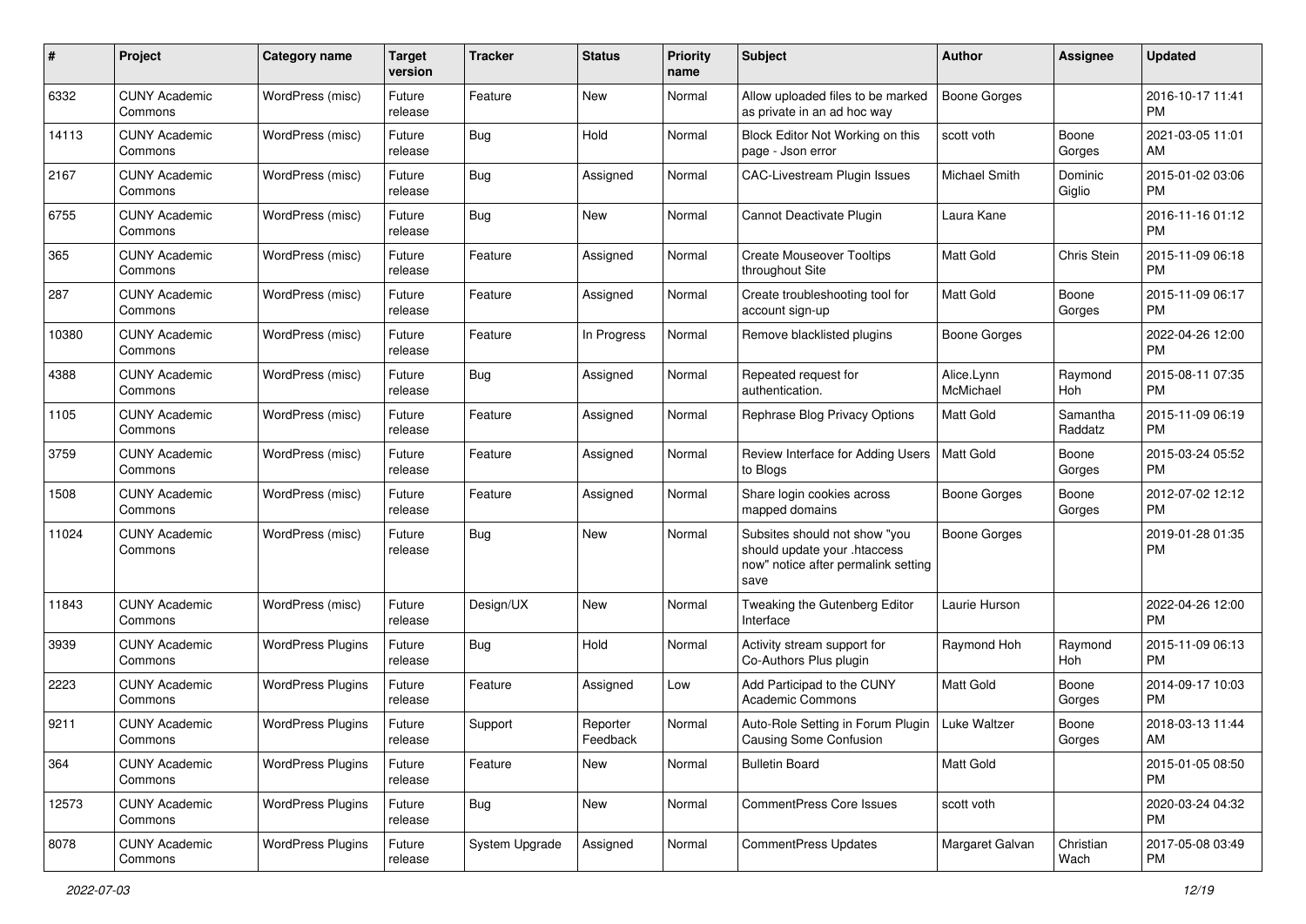| # | Project | Category name | Target version | Tracker | Status | Priority name | Subject | Author | Assignee | Updated |
|---|---|---|---|---|---|---|---|---|---|---|
| 6332 | CUNY Academic Commons | WordPress (misc) | Future release | Feature | New | Normal | Allow uploaded files to be marked as private in an ad hoc way | Boone Gorges | | 2016-10-17 11:41 PM |
| 14113 | CUNY Academic Commons | WordPress (misc) | Future release | Bug | Hold | Normal | Block Editor Not Working on this page - Json error | scott voth | Boone Gorges | 2021-03-05 11:01 AM |
| 2167 | CUNY Academic Commons | WordPress (misc) | Future release | Bug | Assigned | Normal | CAC-Livestream Plugin Issues | Michael Smith | Dominic Giglio | 2015-01-02 03:06 PM |
| 6755 | CUNY Academic Commons | WordPress (misc) | Future release | Bug | New | Normal | Cannot Deactivate Plugin | Laura Kane | | 2016-11-16 01:12 PM |
| 365 | CUNY Academic Commons | WordPress (misc) | Future release | Feature | Assigned | Normal | Create Mouseover Tooltips throughout Site | Matt Gold | Chris Stein | 2015-11-09 06:18 PM |
| 287 | CUNY Academic Commons | WordPress (misc) | Future release | Feature | Assigned | Normal | Create troubleshooting tool for account sign-up | Matt Gold | Boone Gorges | 2015-11-09 06:17 PM |
| 10380 | CUNY Academic Commons | WordPress (misc) | Future release | Feature | In Progress | Normal | Remove blacklisted plugins | Boone Gorges | | 2022-04-26 12:00 PM |
| 4388 | CUNY Academic Commons | WordPress (misc) | Future release | Bug | Assigned | Normal | Repeated request for authentication. | Alice.Lynn McMichael | Raymond Hoh | 2015-08-11 07:35 PM |
| 1105 | CUNY Academic Commons | WordPress (misc) | Future release | Feature | Assigned | Normal | Rephrase Blog Privacy Options | Matt Gold | Samantha Raddatz | 2015-11-09 06:19 PM |
| 3759 | CUNY Academic Commons | WordPress (misc) | Future release | Feature | Assigned | Normal | Review Interface for Adding Users to Blogs | Matt Gold | Boone Gorges | 2015-03-24 05:52 PM |
| 1508 | CUNY Academic Commons | WordPress (misc) | Future release | Feature | Assigned | Normal | Share login cookies across mapped domains | Boone Gorges | Boone Gorges | 2012-07-02 12:12 PM |
| 11024 | CUNY Academic Commons | WordPress (misc) | Future release | Bug | New | Normal | Subsites should not show "you should update your .htaccess now" notice after permalink setting save | Boone Gorges | | 2019-01-28 01:35 PM |
| 11843 | CUNY Academic Commons | WordPress (misc) | Future release | Design/UX | New | Normal | Tweaking the Gutenberg Editor Interface | Laurie Hurson | | 2022-04-26 12:00 PM |
| 3939 | CUNY Academic Commons | WordPress Plugins | Future release | Bug | Hold | Normal | Activity stream support for Co-Authors Plus plugin | Raymond Hoh | Raymond Hoh | 2015-11-09 06:13 PM |
| 2223 | CUNY Academic Commons | WordPress Plugins | Future release | Feature | Assigned | Low | Add Participad to the CUNY Academic Commons | Matt Gold | Boone Gorges | 2014-09-17 10:03 PM |
| 9211 | CUNY Academic Commons | WordPress Plugins | Future release | Support | Reporter Feedback | Normal | Auto-Role Setting in Forum Plugin Causing Some Confusion | Luke Waltzer | Boone Gorges | 2018-03-13 11:44 AM |
| 364 | CUNY Academic Commons | WordPress Plugins | Future release | Feature | New | Normal | Bulletin Board | Matt Gold | | 2015-01-05 08:50 PM |
| 12573 | CUNY Academic Commons | WordPress Plugins | Future release | Bug | New | Normal | CommentPress Core Issues | scott voth | | 2020-03-24 04:32 PM |
| 8078 | CUNY Academic Commons | WordPress Plugins | Future release | System Upgrade | Assigned | Normal | CommentPress Updates | Margaret Galvan | Christian Wach | 2017-05-08 03:49 PM |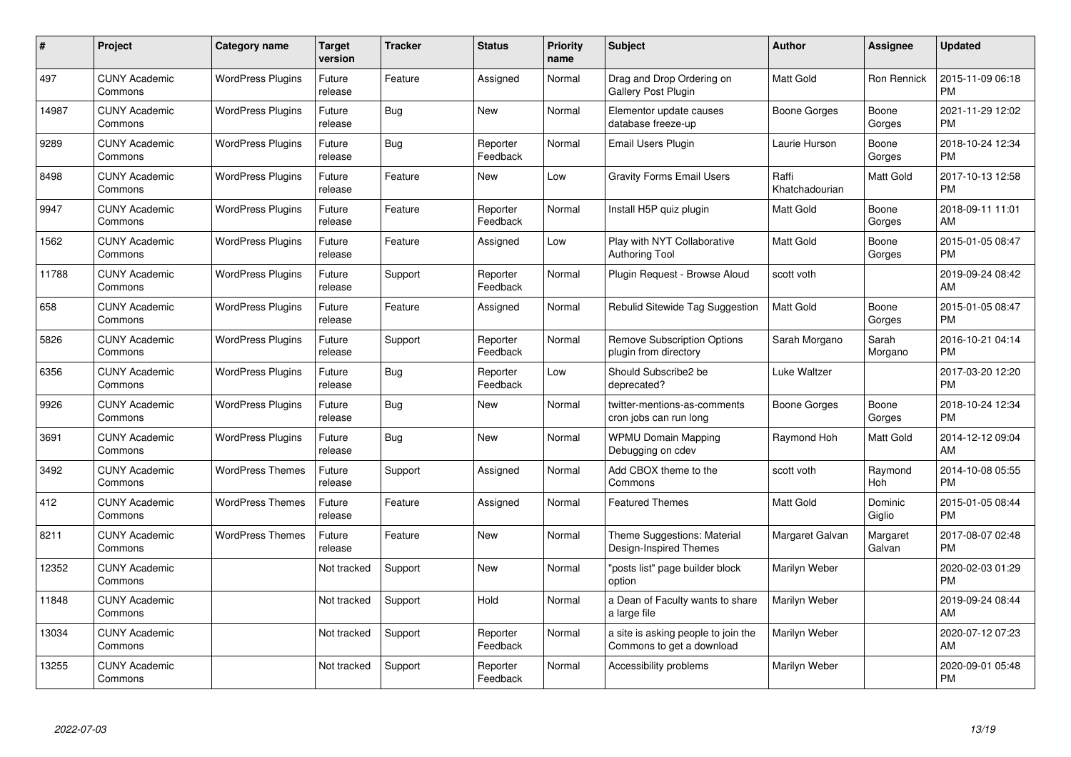| # | Project | Category name | Target version | Tracker | Status | Priority name | Subject | Author | Assignee | Updated |
|---|---|---|---|---|---|---|---|---|---|---|
| 497 | CUNY Academic Commons | WordPress Plugins | Future release | Feature | Assigned | Normal | Drag and Drop Ordering on Gallery Post Plugin | Matt Gold | Ron Rennick | 2015-11-09 06:18 PM |
| 14987 | CUNY Academic Commons | WordPress Plugins | Future release | Bug | New | Normal | Elementor update causes database freeze-up | Boone Gorges | Boone Gorges | 2021-11-29 12:02 PM |
| 9289 | CUNY Academic Commons | WordPress Plugins | Future release | Bug | Reporter Feedback | Normal | Email Users Plugin | Laurie Hurson | Boone Gorges | 2018-10-24 12:34 PM |
| 8498 | CUNY Academic Commons | WordPress Plugins | Future release | Feature | New | Low | Gravity Forms Email Users | Raffi Khatchadourian | Matt Gold | 2017-10-13 12:58 PM |
| 9947 | CUNY Academic Commons | WordPress Plugins | Future release | Feature | Reporter Feedback | Normal | Install H5P quiz plugin | Matt Gold | Boone Gorges | 2018-09-11 11:01 AM |
| 1562 | CUNY Academic Commons | WordPress Plugins | Future release | Feature | Assigned | Low | Play with NYT Collaborative Authoring Tool | Matt Gold | Boone Gorges | 2015-01-05 08:47 PM |
| 11788 | CUNY Academic Commons | WordPress Plugins | Future release | Support | Reporter Feedback | Normal | Plugin Request - Browse Aloud | scott voth | | 2019-09-24 08:42 AM |
| 658 | CUNY Academic Commons | WordPress Plugins | Future release | Feature | Assigned | Normal | Rebulid Sitewide Tag Suggestion | Matt Gold | Boone Gorges | 2015-01-05 08:47 PM |
| 5826 | CUNY Academic Commons | WordPress Plugins | Future release | Support | Reporter Feedback | Normal | Remove Subscription Options plugin from directory | Sarah Morgano | Sarah Morgano | 2016-10-21 04:14 PM |
| 6356 | CUNY Academic Commons | WordPress Plugins | Future release | Bug | Reporter Feedback | Low | Should Subscribe2 be deprecated? | Luke Waltzer | | 2017-03-20 12:20 PM |
| 9926 | CUNY Academic Commons | WordPress Plugins | Future release | Bug | New | Normal | twitter-mentions-as-comments cron jobs can run long | Boone Gorges | Boone Gorges | 2018-10-24 12:34 PM |
| 3691 | CUNY Academic Commons | WordPress Plugins | Future release | Bug | New | Normal | WPMU Domain Mapping Debugging on cdev | Raymond Hoh | Matt Gold | 2014-12-12 09:04 AM |
| 3492 | CUNY Academic Commons | WordPress Themes | Future release | Support | Assigned | Normal | Add CBOX theme to the Commons | scott voth | Raymond Hoh | 2014-10-08 05:55 PM |
| 412 | CUNY Academic Commons | WordPress Themes | Future release | Feature | Assigned | Normal | Featured Themes | Matt Gold | Dominic Giglio | 2015-01-05 08:44 PM |
| 8211 | CUNY Academic Commons | WordPress Themes | Future release | Feature | New | Normal | Theme Suggestions: Material Design-Inspired Themes | Margaret Galvan | Margaret Galvan | 2017-08-07 02:48 PM |
| 12352 | CUNY Academic Commons | | Not tracked | Support | New | Normal | "posts list" page builder block option | Marilyn Weber | | 2020-02-03 01:29 PM |
| 11848 | CUNY Academic Commons | | Not tracked | Support | Hold | Normal | a Dean of Faculty wants to share a large file | Marilyn Weber | | 2019-09-24 08:44 AM |
| 13034 | CUNY Academic Commons | | Not tracked | Support | Reporter Feedback | Normal | a site is asking people to join the Commons to get a download | Marilyn Weber | | 2020-07-12 07:23 AM |
| 13255 | CUNY Academic Commons | | Not tracked | Support | Reporter Feedback | Normal | Accessibility problems | Marilyn Weber | | 2020-09-01 05:48 PM |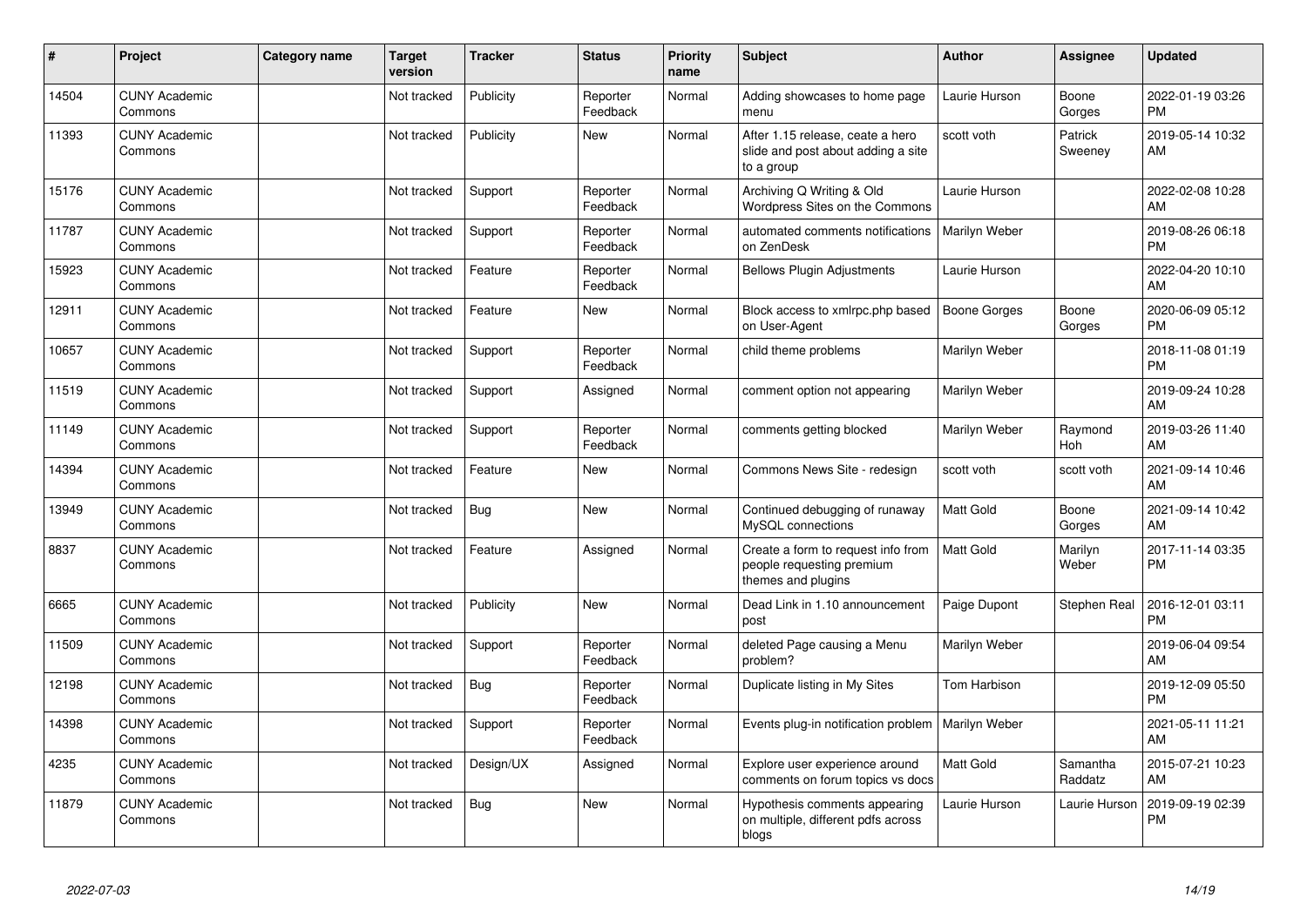| # | Project | Category name | Target version | Tracker | Status | Priority name | Subject | Author | Assignee | Updated |
|---|---|---|---|---|---|---|---|---|---|---|
| 14504 | CUNY Academic Commons | | Not tracked | Publicity | Reporter Feedback | Normal | Adding showcases to home page menu | Laurie Hurson | Boone Gorges | 2022-01-19 03:26 PM |
| 11393 | CUNY Academic Commons | | Not tracked | Publicity | New | Normal | After 1.15 release, ceate a hero slide and post about adding a site to a group | scott voth | Patrick Sweeney | 2019-05-14 10:32 AM |
| 15176 | CUNY Academic Commons | | Not tracked | Support | Reporter Feedback | Normal | Archiving Q Writing & Old Wordpress Sites on the Commons | Laurie Hurson | | 2022-02-08 10:28 AM |
| 11787 | CUNY Academic Commons | | Not tracked | Support | Reporter Feedback | Normal | automated comments notifications on ZenDesk | Marilyn Weber | | 2019-08-26 06:18 PM |
| 15923 | CUNY Academic Commons | | Not tracked | Feature | Reporter Feedback | Normal | Bellows Plugin Adjustments | Laurie Hurson | | 2022-04-20 10:10 AM |
| 12911 | CUNY Academic Commons | | Not tracked | Feature | New | Normal | Block access to xmlrpc.php based on User-Agent | Boone Gorges | Boone Gorges | 2020-06-09 05:12 PM |
| 10657 | CUNY Academic Commons | | Not tracked | Support | Reporter Feedback | Normal | child theme problems | Marilyn Weber | | 2018-11-08 01:19 PM |
| 11519 | CUNY Academic Commons | | Not tracked | Support | Assigned | Normal | comment option not appearing | Marilyn Weber | | 2019-09-24 10:28 AM |
| 11149 | CUNY Academic Commons | | Not tracked | Support | Reporter Feedback | Normal | comments getting blocked | Marilyn Weber | Raymond Hoh | 2019-03-26 11:40 AM |
| 14394 | CUNY Academic Commons | | Not tracked | Feature | New | Normal | Commons News Site - redesign | scott voth | scott voth | 2021-09-14 10:46 AM |
| 13949 | CUNY Academic Commons | | Not tracked | Bug | New | Normal | Continued debugging of runaway MySQL connections | Matt Gold | Boone Gorges | 2021-09-14 10:42 AM |
| 8837 | CUNY Academic Commons | | Not tracked | Feature | Assigned | Normal | Create a form to request info from people requesting premium themes and plugins | Matt Gold | Marilyn Weber | 2017-11-14 03:35 PM |
| 6665 | CUNY Academic Commons | | Not tracked | Publicity | New | Normal | Dead Link in 1.10 announcement post | Paige Dupont | Stephen Real | 2016-12-01 03:11 PM |
| 11509 | CUNY Academic Commons | | Not tracked | Support | Reporter Feedback | Normal | deleted Page causing a Menu problem? | Marilyn Weber | | 2019-06-04 09:54 AM |
| 12198 | CUNY Academic Commons | | Not tracked | Bug | Reporter Feedback | Normal | Duplicate listing in My Sites | Tom Harbison | | 2019-12-09 05:50 PM |
| 14398 | CUNY Academic Commons | | Not tracked | Support | Reporter Feedback | Normal | Events plug-in notification problem | Marilyn Weber | | 2021-05-11 11:21 AM |
| 4235 | CUNY Academic Commons | | Not tracked | Design/UX | Assigned | Normal | Explore user experience around comments on forum topics vs docs | Matt Gold | Samantha Raddatz | 2015-07-21 10:23 AM |
| 11879 | CUNY Academic Commons | | Not tracked | Bug | New | Normal | Hypothesis comments appearing on multiple, different pdfs across blogs | Laurie Hurson | Laurie Hurson | 2019-09-19 02:39 PM |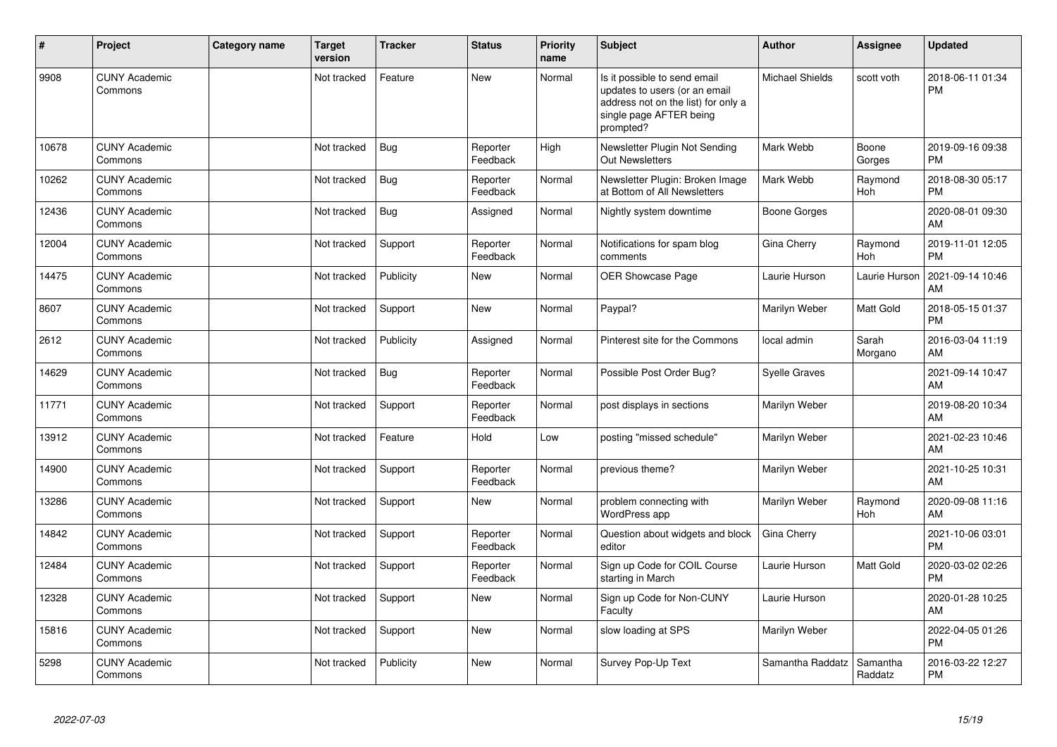| # | Project | Category name | Target version | Tracker | Status | Priority name | Subject | Author | Assignee | Updated |
|---|---|---|---|---|---|---|---|---|---|---|
| 9908 | CUNY Academic Commons | | Not tracked | Feature | New | Normal | Is it possible to send email updates to users (or an email address not on the list) for only a single page AFTER being prompted? | Michael Shields | scott voth | 2018-06-11 01:34 PM |
| 10678 | CUNY Academic Commons | | Not tracked | Bug | Reporter Feedback | High | Newsletter Plugin Not Sending Out Newsletters | Mark Webb | Boone Gorges | 2019-09-16 09:38 PM |
| 10262 | CUNY Academic Commons | | Not tracked | Bug | Reporter Feedback | Normal | Newsletter Plugin: Broken Image at Bottom of All Newsletters | Mark Webb | Raymond Hoh | 2018-08-30 05:17 PM |
| 12436 | CUNY Academic Commons | | Not tracked | Bug | Assigned | Normal | Nightly system downtime | Boone Gorges | | 2020-08-01 09:30 AM |
| 12004 | CUNY Academic Commons | | Not tracked | Support | Reporter Feedback | Normal | Notifications for spam blog comments | Gina Cherry | Raymond Hoh | 2019-11-01 12:05 PM |
| 14475 | CUNY Academic Commons | | Not tracked | Publicity | New | Normal | OER Showcase Page | Laurie Hurson | Laurie Hurson | 2021-09-14 10:46 AM |
| 8607 | CUNY Academic Commons | | Not tracked | Support | New | Normal | Paypal? | Marilyn Weber | Matt Gold | 2018-05-15 01:37 PM |
| 2612 | CUNY Academic Commons | | Not tracked | Publicity | Assigned | Normal | Pinterest site for the Commons | local admin | Sarah Morgano | 2016-03-04 11:19 AM |
| 14629 | CUNY Academic Commons | | Not tracked | Bug | Reporter Feedback | Normal | Possible Post Order Bug? | Syelle Graves | | 2021-09-14 10:47 AM |
| 11771 | CUNY Academic Commons | | Not tracked | Support | Reporter Feedback | Normal | post displays in sections | Marilyn Weber | | 2019-08-20 10:34 AM |
| 13912 | CUNY Academic Commons | | Not tracked | Feature | Hold | Low | posting "missed schedule" | Marilyn Weber | | 2021-02-23 10:46 AM |
| 14900 | CUNY Academic Commons | | Not tracked | Support | Reporter Feedback | Normal | previous theme? | Marilyn Weber | | 2021-10-25 10:31 AM |
| 13286 | CUNY Academic Commons | | Not tracked | Support | New | Normal | problem connecting with WordPress app | Marilyn Weber | Raymond Hoh | 2020-09-08 11:16 AM |
| 14842 | CUNY Academic Commons | | Not tracked | Support | Reporter Feedback | Normal | Question about widgets and block editor | Gina Cherry | | 2021-10-06 03:01 PM |
| 12484 | CUNY Academic Commons | | Not tracked | Support | Reporter Feedback | Normal | Sign up Code for COIL Course starting in March | Laurie Hurson | Matt Gold | 2020-03-02 02:26 PM |
| 12328 | CUNY Academic Commons | | Not tracked | Support | New | Normal | Sign up Code for Non-CUNY Faculty | Laurie Hurson | | 2020-01-28 10:25 AM |
| 15816 | CUNY Academic Commons | | Not tracked | Support | New | Normal | slow loading at SPS | Marilyn Weber | | 2022-04-05 01:26 PM |
| 5298 | CUNY Academic Commons | | Not tracked | Publicity | New | Normal | Survey Pop-Up Text | Samantha Raddatz | Samantha Raddatz | 2016-03-22 12:27 PM |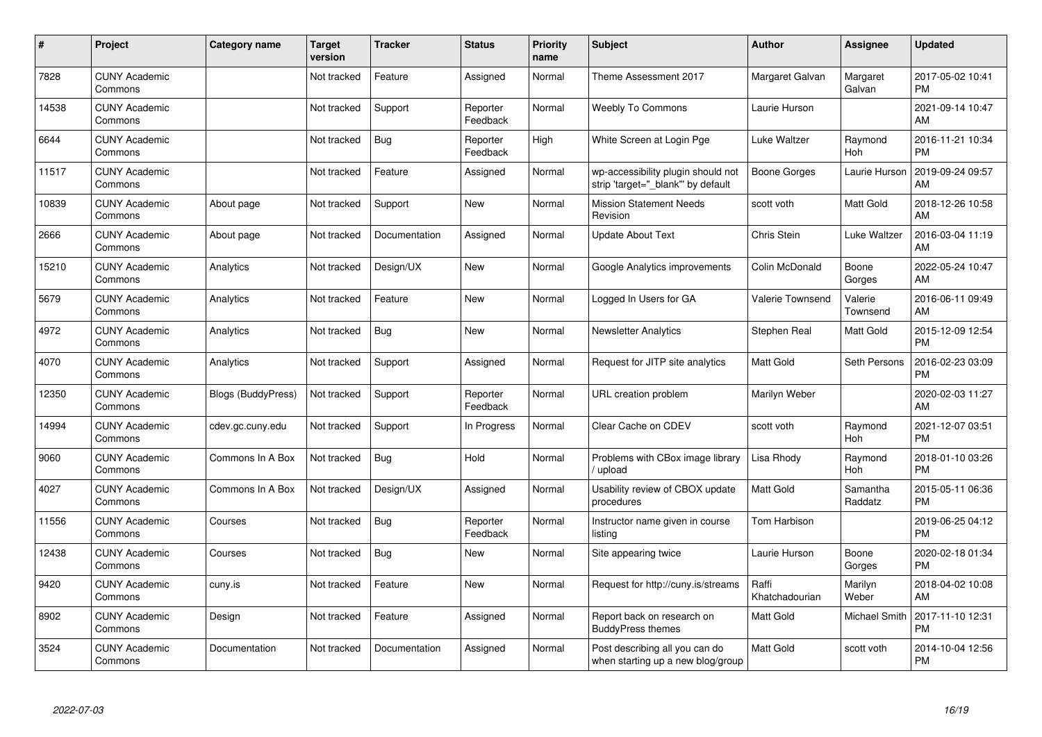| # | Project | Category name | Target version | Tracker | Status | Priority name | Subject | Author | Assignee | Updated |
|---|---|---|---|---|---|---|---|---|---|---|
| 7828 | CUNY Academic Commons | | Not tracked | Feature | Assigned | Normal | Theme Assessment 2017 | Margaret Galvan | Margaret Galvan | 2017-05-02 10:41 PM |
| 14538 | CUNY Academic Commons | | Not tracked | Support | Reporter Feedback | Normal | Weebly To Commons | Laurie Hurson | | 2021-09-14 10:47 AM |
| 6644 | CUNY Academic Commons | | Not tracked | Bug | Reporter Feedback | High | White Screen at Login Pge | Luke Waltzer | Raymond Hoh | 2016-11-21 10:34 PM |
| 11517 | CUNY Academic Commons | | Not tracked | Feature | Assigned | Normal | wp-accessibility plugin should not strip 'target="_blank"' by default | Boone Gorges | Laurie Hurson | 2019-09-24 09:57 AM |
| 10839 | CUNY Academic Commons | About page | Not tracked | Support | New | Normal | Mission Statement Needs Revision | scott voth | Matt Gold | 2018-12-26 10:58 AM |
| 2666 | CUNY Academic Commons | About page | Not tracked | Documentation | Assigned | Normal | Update About Text | Chris Stein | Luke Waltzer | 2016-03-04 11:19 AM |
| 15210 | CUNY Academic Commons | Analytics | Not tracked | Design/UX | New | Normal | Google Analytics improvements | Colin McDonald | Boone Gorges | 2022-05-24 10:47 AM |
| 5679 | CUNY Academic Commons | Analytics | Not tracked | Feature | New | Normal | Logged In Users for GA | Valerie Townsend | Valerie Townsend | 2016-06-11 09:49 AM |
| 4972 | CUNY Academic Commons | Analytics | Not tracked | Bug | New | Normal | Newsletter Analytics | Stephen Real | Matt Gold | 2015-12-09 12:54 PM |
| 4070 | CUNY Academic Commons | Analytics | Not tracked | Support | Assigned | Normal | Request for JITP site analytics | Matt Gold | Seth Persons | 2016-02-23 03:09 PM |
| 12350 | CUNY Academic Commons | Blogs (BuddyPress) | Not tracked | Support | Reporter Feedback | Normal | URL creation problem | Marilyn Weber | | 2020-02-03 11:27 AM |
| 14994 | CUNY Academic Commons | cdev.gc.cuny.edu | Not tracked | Support | In Progress | Normal | Clear Cache on CDEV | scott voth | Raymond Hoh | 2021-12-07 03:51 PM |
| 9060 | CUNY Academic Commons | Commons In A Box | Not tracked | Bug | Hold | Normal | Problems with CBox image library / upload | Lisa Rhody | Raymond Hoh | 2018-01-10 03:26 PM |
| 4027 | CUNY Academic Commons | Commons In A Box | Not tracked | Design/UX | Assigned | Normal | Usability review of CBOX update procedures | Matt Gold | Samantha Raddatz | 2015-05-11 06:36 PM |
| 11556 | CUNY Academic Commons | Courses | Not tracked | Bug | Reporter Feedback | Normal | Instructor name given in course listing | Tom Harbison | | 2019-06-25 04:12 PM |
| 12438 | CUNY Academic Commons | Courses | Not tracked | Bug | New | Normal | Site appearing twice | Laurie Hurson | Boone Gorges | 2020-02-18 01:34 PM |
| 9420 | CUNY Academic Commons | cuny.is | Not tracked | Feature | New | Normal | Request for http://cuny.is/streams | Raffi Khatchadourian | Marilyn Weber | 2018-04-02 10:08 AM |
| 8902 | CUNY Academic Commons | Design | Not tracked | Feature | Assigned | Normal | Report back on research on BuddyPress themes | Matt Gold | Michael Smith | 2017-11-10 12:31 PM |
| 3524 | CUNY Academic Commons | Documentation | Not tracked | Documentation | Assigned | Normal | Post describing all you can do when starting up a new blog/group | Matt Gold | scott voth | 2014-10-04 12:56 PM |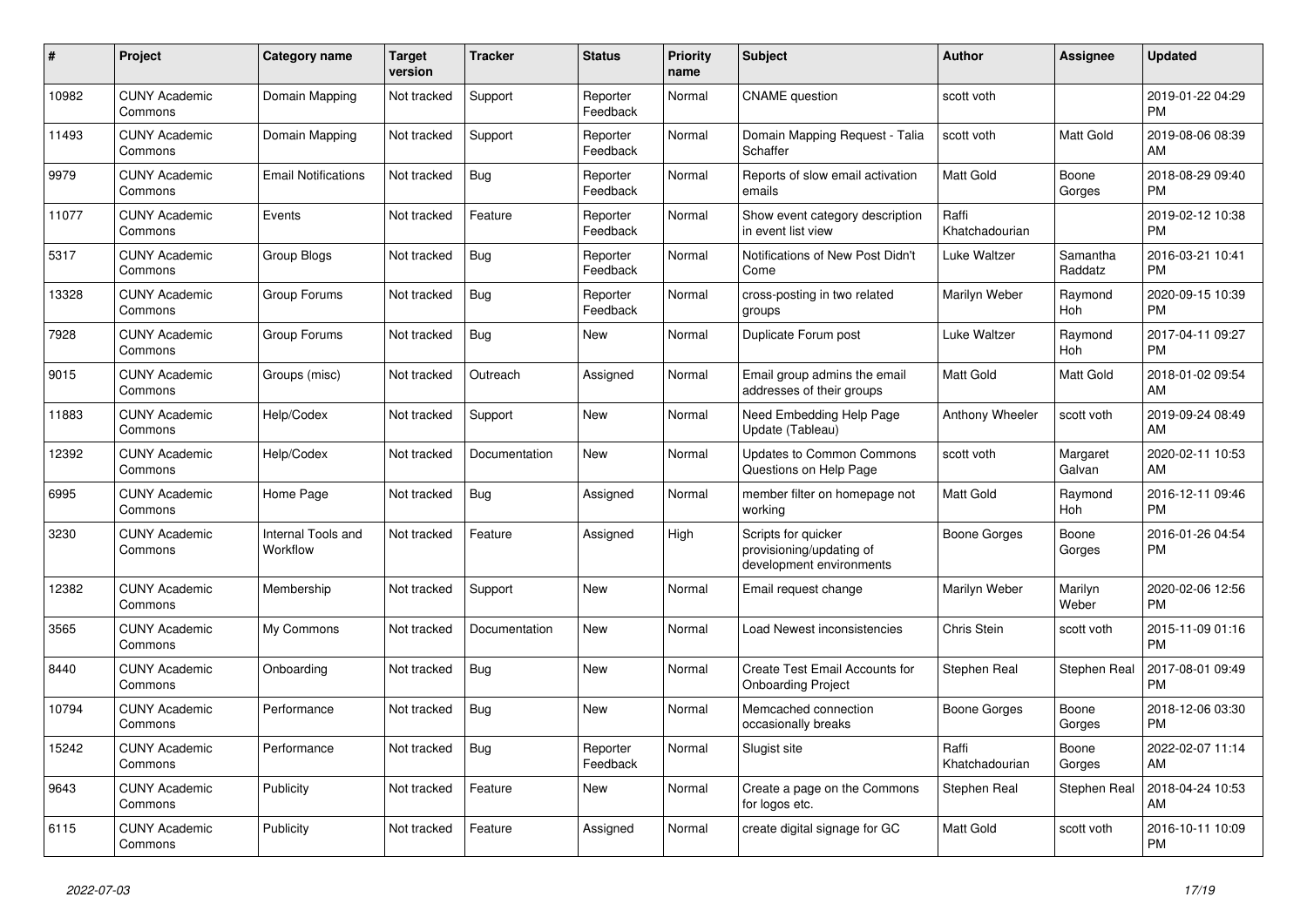| # | Project | Category name | Target version | Tracker | Status | Priority name | Subject | Author | Assignee | Updated |
|---|---|---|---|---|---|---|---|---|---|---|
| 10982 | CUNY Academic Commons | Domain Mapping | Not tracked | Support | Reporter Feedback | Normal | CNAME question | scott voth | | 2019-01-22 04:29 PM |
| 11493 | CUNY Academic Commons | Domain Mapping | Not tracked | Support | Reporter Feedback | Normal | Domain Mapping Request - Talia Schaffer | scott voth | Matt Gold | 2019-08-06 08:39 AM |
| 9979 | CUNY Academic Commons | Email Notifications | Not tracked | Bug | Reporter Feedback | Normal | Reports of slow email activation emails | Matt Gold | Boone Gorges | 2018-08-29 09:40 PM |
| 11077 | CUNY Academic Commons | Events | Not tracked | Feature | Reporter Feedback | Normal | Show event category description in event list view | Raffi Khatchadourian | | 2019-02-12 10:38 PM |
| 5317 | CUNY Academic Commons | Group Blogs | Not tracked | Bug | Reporter Feedback | Normal | Notifications of New Post Didn't Come | Luke Waltzer | Samantha Raddatz | 2016-03-21 10:41 PM |
| 13328 | CUNY Academic Commons | Group Forums | Not tracked | Bug | Reporter Feedback | Normal | cross-posting in two related groups | Marilyn Weber | Raymond Hoh | 2020-09-15 10:39 PM |
| 7928 | CUNY Academic Commons | Group Forums | Not tracked | Bug | New | Normal | Duplicate Forum post | Luke Waltzer | Raymond Hoh | 2017-04-11 09:27 PM |
| 9015 | CUNY Academic Commons | Groups (misc) | Not tracked | Outreach | Assigned | Normal | Email group admins the email addresses of their groups | Matt Gold | Matt Gold | 2018-01-02 09:54 AM |
| 11883 | CUNY Academic Commons | Help/Codex | Not tracked | Support | New | Normal | Need Embedding Help Page Update (Tableau) | Anthony Wheeler | scott voth | 2019-09-24 08:49 AM |
| 12392 | CUNY Academic Commons | Help/Codex | Not tracked | Documentation | New | Normal | Updates to Common Commons Questions on Help Page | scott voth | Margaret Galvan | 2020-02-11 10:53 AM |
| 6995 | CUNY Academic Commons | Home Page | Not tracked | Bug | Assigned | Normal | member filter on homepage not working | Matt Gold | Raymond Hoh | 2016-12-11 09:46 PM |
| 3230 | CUNY Academic Commons | Internal Tools and Workflow | Not tracked | Feature | Assigned | High | Scripts for quicker provisioning/updating of development environments | Boone Gorges | Boone Gorges | 2016-01-26 04:54 PM |
| 12382 | CUNY Academic Commons | Membership | Not tracked | Support | New | Normal | Email request change | Marilyn Weber | Marilyn Weber | 2020-02-06 12:56 PM |
| 3565 | CUNY Academic Commons | My Commons | Not tracked | Documentation | New | Normal | Load Newest inconsistencies | Chris Stein | scott voth | 2015-11-09 01:16 PM |
| 8440 | CUNY Academic Commons | Onboarding | Not tracked | Bug | New | Normal | Create Test Email Accounts for Onboarding Project | Stephen Real | Stephen Real | 2017-08-01 09:49 PM |
| 10794 | CUNY Academic Commons | Performance | Not tracked | Bug | New | Normal | Memcached connection occasionally breaks | Boone Gorges | Boone Gorges | 2018-12-06 03:30 PM |
| 15242 | CUNY Academic Commons | Performance | Not tracked | Bug | Reporter Feedback | Normal | Slugist site | Raffi Khatchadourian | Boone Gorges | 2022-02-07 11:14 AM |
| 9643 | CUNY Academic Commons | Publicity | Not tracked | Feature | New | Normal | Create a page on the Commons for logos etc. | Stephen Real | Stephen Real | 2018-04-24 10:53 AM |
| 6115 | CUNY Academic Commons | Publicity | Not tracked | Feature | Assigned | Normal | create digital signage for GC | Matt Gold | scott voth | 2016-10-11 10:09 PM |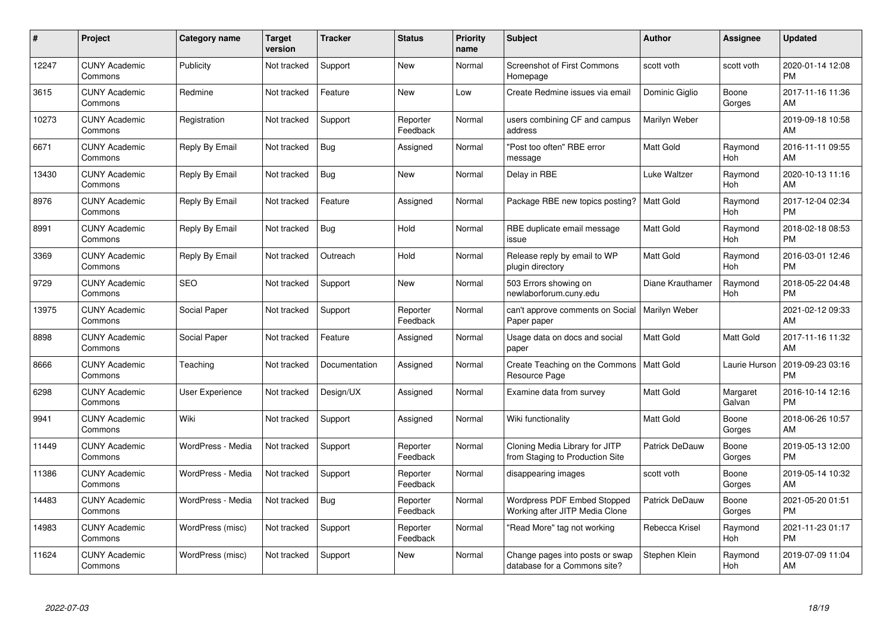| # | Project | Category name | Target version | Tracker | Status | Priority name | Subject | Author | Assignee | Updated |
|---|---|---|---|---|---|---|---|---|---|---|
| 12247 | CUNY Academic Commons | Publicity | Not tracked | Support | New | Normal | Screenshot of First Commons Homepage | scott voth | scott voth | 2020-01-14 12:08 PM |
| 3615 | CUNY Academic Commons | Redmine | Not tracked | Feature | New | Low | Create Redmine issues via email | Dominic Giglio | Boone Gorges | 2017-11-16 11:36 AM |
| 10273 | CUNY Academic Commons | Registration | Not tracked | Support | Reporter Feedback | Normal | users combining CF and campus address | Marilyn Weber | | 2019-09-18 10:58 AM |
| 6671 | CUNY Academic Commons | Reply By Email | Not tracked | Bug | Assigned | Normal | "Post too often" RBE error message | Matt Gold | Raymond Hoh | 2016-11-11 09:55 AM |
| 13430 | CUNY Academic Commons | Reply By Email | Not tracked | Bug | New | Normal | Delay in RBE | Luke Waltzer | Raymond Hoh | 2020-10-13 11:16 AM |
| 8976 | CUNY Academic Commons | Reply By Email | Not tracked | Feature | Assigned | Normal | Package RBE new topics posting? | Matt Gold | Raymond Hoh | 2017-12-04 02:34 PM |
| 8991 | CUNY Academic Commons | Reply By Email | Not tracked | Bug | Hold | Normal | RBE duplicate email message issue | Matt Gold | Raymond Hoh | 2018-02-18 08:53 PM |
| 3369 | CUNY Academic Commons | Reply By Email | Not tracked | Outreach | Hold | Normal | Release reply by email to WP plugin directory | Matt Gold | Raymond Hoh | 2016-03-01 12:46 PM |
| 9729 | CUNY Academic Commons | SEO | Not tracked | Support | New | Normal | 503 Errors showing on newlaborforum.cuny.edu | Diane Krauthamer | Raymond Hoh | 2018-05-22 04:48 PM |
| 13975 | CUNY Academic Commons | Social Paper | Not tracked | Support | Reporter Feedback | Normal | can't approve comments on Social Paper paper | Marilyn Weber | | 2021-02-12 09:33 AM |
| 8898 | CUNY Academic Commons | Social Paper | Not tracked | Feature | Assigned | Normal | Usage data on docs and social paper | Matt Gold | Matt Gold | 2017-11-16 11:32 AM |
| 8666 | CUNY Academic Commons | Teaching | Not tracked | Documentation | Assigned | Normal | Create Teaching on the Commons Resource Page | Matt Gold | Laurie Hurson | 2019-09-23 03:16 PM |
| 6298 | CUNY Academic Commons | User Experience | Not tracked | Design/UX | Assigned | Normal | Examine data from survey | Matt Gold | Margaret Galvan | 2016-10-14 12:16 PM |
| 9941 | CUNY Academic Commons | Wiki | Not tracked | Support | Assigned | Normal | Wiki functionality | Matt Gold | Boone Gorges | 2018-06-26 10:57 AM |
| 11449 | CUNY Academic Commons | WordPress - Media | Not tracked | Support | Reporter Feedback | Normal | Cloning Media Library for JITP from Staging to Production Site | Patrick DeDauw | Boone Gorges | 2019-05-13 12:00 PM |
| 11386 | CUNY Academic Commons | WordPress - Media | Not tracked | Support | Reporter Feedback | Normal | disappearing images | scott voth | Boone Gorges | 2019-05-14 10:32 AM |
| 14483 | CUNY Academic Commons | WordPress - Media | Not tracked | Bug | Reporter Feedback | Normal | Wordpress PDF Embed Stopped Working after JITP Media Clone | Patrick DeDauw | Boone Gorges | 2021-05-20 01:51 PM |
| 14983 | CUNY Academic Commons | WordPress (misc) | Not tracked | Support | Reporter Feedback | Normal | "Read More" tag not working | Rebecca Krisel | Raymond Hoh | 2021-11-23 01:17 PM |
| 11624 | CUNY Academic Commons | WordPress (misc) | Not tracked | Support | New | Normal | Change pages into posts or swap database for a Commons site? | Stephen Klein | Raymond Hoh | 2019-07-09 11:04 AM |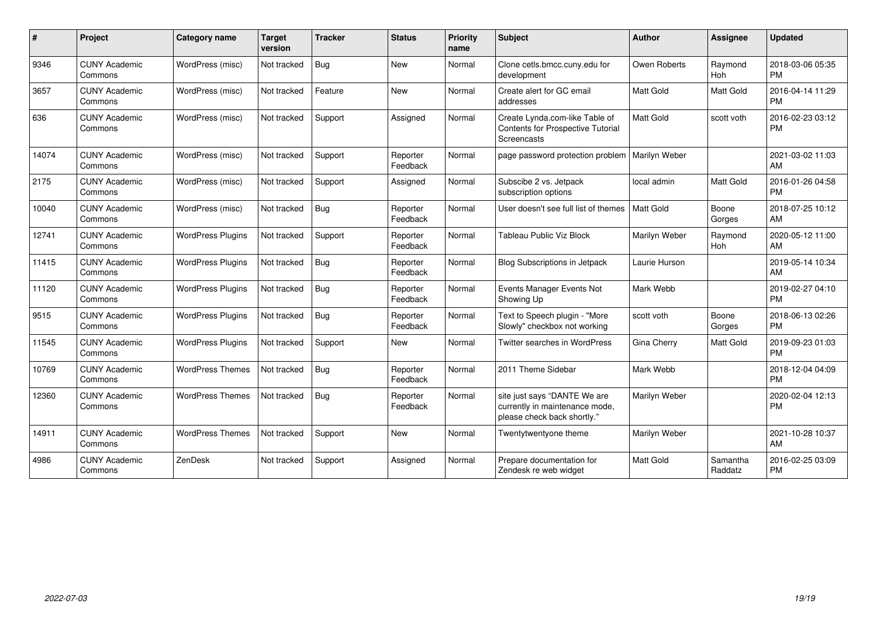| # | Project | Category name | Target version | Tracker | Status | Priority name | Subject | Author | Assignee | Updated |
|---|---|---|---|---|---|---|---|---|---|---|
| 9346 | CUNY Academic Commons | WordPress (misc) | Not tracked | Bug | New | Normal | Clone cetls.bmcc.cuny.edu for development | Owen Roberts | Raymond Hoh | 2018-03-06 05:35 PM |
| 3657 | CUNY Academic Commons | WordPress (misc) | Not tracked | Feature | New | Normal | Create alert for GC email addresses | Matt Gold | Matt Gold | 2016-04-14 11:29 PM |
| 636 | CUNY Academic Commons | WordPress (misc) | Not tracked | Support | Assigned | Normal | Create Lynda.com-like Table of Contents for Prospective Tutorial Screencasts | Matt Gold | scott voth | 2016-02-23 03:12 PM |
| 14074 | CUNY Academic Commons | WordPress (misc) | Not tracked | Support | Reporter Feedback | Normal | page password protection problem | Marilyn Weber | | 2021-03-02 11:03 AM |
| 2175 | CUNY Academic Commons | WordPress (misc) | Not tracked | Support | Assigned | Normal | Subscibe 2 vs. Jetpack subscription options | local admin | Matt Gold | 2016-01-26 04:58 PM |
| 10040 | CUNY Academic Commons | WordPress (misc) | Not tracked | Bug | Reporter Feedback | Normal | User doesn't see full list of themes | Matt Gold | Boone Gorges | 2018-07-25 10:12 AM |
| 12741 | CUNY Academic Commons | WordPress Plugins | Not tracked | Support | Reporter Feedback | Normal | Tableau Public Viz Block | Marilyn Weber | Raymond Hoh | 2020-05-12 11:00 AM |
| 11415 | CUNY Academic Commons | WordPress Plugins | Not tracked | Bug | Reporter Feedback | Normal | Blog Subscriptions in Jetpack | Laurie Hurson | | 2019-05-14 10:34 AM |
| 11120 | CUNY Academic Commons | WordPress Plugins | Not tracked | Bug | Reporter Feedback | Normal | Events Manager Events Not Showing Up | Mark Webb | | 2019-02-27 04:10 PM |
| 9515 | CUNY Academic Commons | WordPress Plugins | Not tracked | Bug | Reporter Feedback | Normal | Text to Speech plugin - "More Slowly" checkbox not working | scott voth | Boone Gorges | 2018-06-13 02:26 PM |
| 11545 | CUNY Academic Commons | WordPress Plugins | Not tracked | Support | New | Normal | Twitter searches in WordPress | Gina Cherry | Matt Gold | 2019-09-23 01:03 PM |
| 10769 | CUNY Academic Commons | WordPress Themes | Not tracked | Bug | Reporter Feedback | Normal | 2011 Theme Sidebar | Mark Webb | | 2018-12-04 04:09 PM |
| 12360 | CUNY Academic Commons | WordPress Themes | Not tracked | Bug | Reporter Feedback | Normal | site just says "DANTE We are currently in maintenance mode, please check back shortly." | Marilyn Weber | | 2020-02-04 12:13 PM |
| 14911 | CUNY Academic Commons | WordPress Themes | Not tracked | Support | New | Normal | Twentytwentyone theme | Marilyn Weber | | 2021-10-28 10:37 AM |
| 4986 | CUNY Academic Commons | ZenDesk | Not tracked | Support | Assigned | Normal | Prepare documentation for Zendesk re web widget | Matt Gold | Samantha Raddatz | 2016-02-25 03:09 PM |